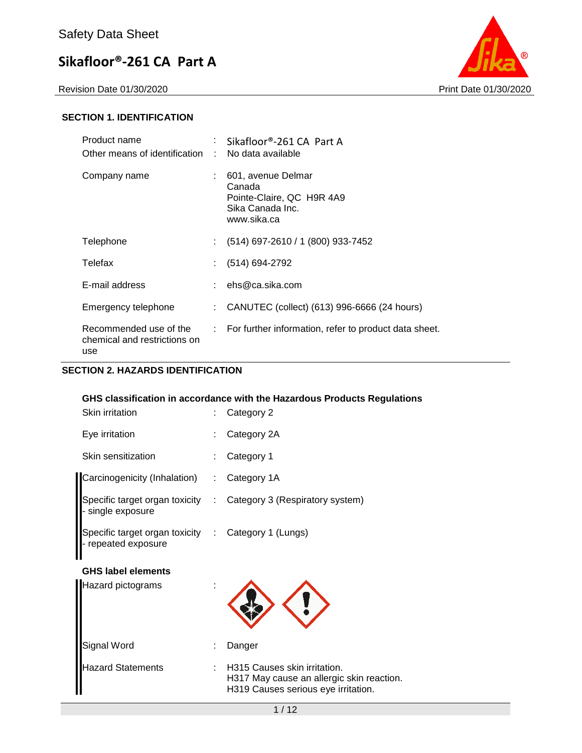# Safety Data Sheet

## Sikafloor®-261 CA Part A

Revision Date 01/30/2020 Print Date 01/30/2020

### SECTION 1. IDENTIFICATION

| | | |
|---|---|---|
| Product name | : | Sikafloor®-261 CA Part A |
| Other means of identification | : | No data available |
| Company name | : | 601, avenue Delmar<br>Canada<br>Pointe-Claire, QC H9R 4A9<br>Sika Canada Inc.<br>www.sika.ca |
| Telephone | : | (514) 697-2610 / 1 (800) 933-7452 |
| Telefax | : | (514) 694-2792 |
| E-mail address | : | ehs@ca.sika.com |
| Emergency telephone | : | CANUTEC (collect) (613) 996-6666 (24 hours) |
| Recommended use of the chemical and restrictions on use | : | For further information, refer to product data sheet. |

### SECTION 2. HAZARDS IDENTIFICATION

**GHS classification in accordance with the Hazardous Products Regulations**

| | | |
|---|---|---|
| Skin irritation | : | Category 2 |
| Eye irritation | : | Category 2A |
| Skin sensitization | : | Category 1 |
| Carcinogenicity (Inhalation) | : | Category 1A |
| Specific target organ toxicity - single exposure | : | Category 3 (Respiratory system) |
| Specific target organ toxicity - repeated exposure | : | Category 1 (Lungs) |

**GHS label elements**

| | | |
|---|---|---|
| Hazard pictograms | : | |
| Signal Word | : | Danger |
| Hazard Statements | : | H315 Causes skin irritation.<br>H317 May cause an allergic skin reaction.<br>H319 Causes serious eye irritation. |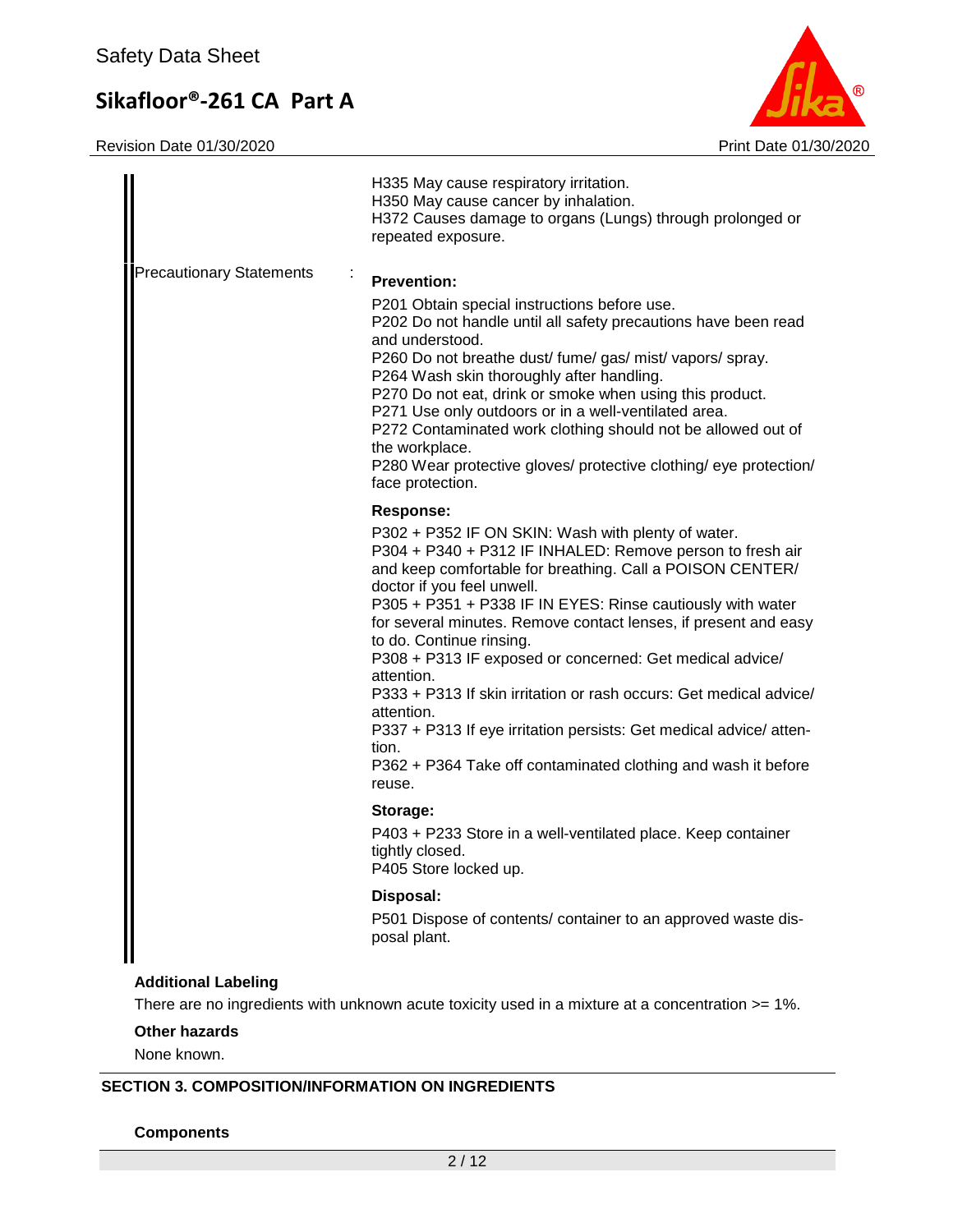H335 May cause respiratory irritation.
H350 May cause cancer by inhalation.
H372 Causes damage to organs (Lungs) through prolonged or repeated exposure.

Precautionary Statements :

**Prevention:**

P201 Obtain special instructions before use.
P202 Do not handle until all safety precautions have been read and understood.
P260 Do not breathe dust/ fume/ gas/ mist/ vapors/ spray.
P264 Wash skin thoroughly after handling.
P270 Do not eat, drink or smoke when using this product.
P271 Use only outdoors or in a well-ventilated area.
P272 Contaminated work clothing should not be allowed out of the workplace.
P280 Wear protective gloves/ protective clothing/ eye protection/ face protection.

**Response:**

P302 + P352 IF ON SKIN: Wash with plenty of water.
P304 + P340 + P312 IF INHALED: Remove person to fresh air and keep comfortable for breathing. Call a POISON CENTER/ doctor if you feel unwell.
P305 + P351 + P338 IF IN EYES: Rinse cautiously with water for several minutes. Remove contact lenses, if present and easy to do. Continue rinsing.
P308 + P313 IF exposed or concerned: Get medical advice/ attention.
P333 + P313 If skin irritation or rash occurs: Get medical advice/ attention.
P337 + P313 If eye irritation persists: Get medical advice/ attention.
P362 + P364 Take off contaminated clothing and wash it before reuse.

**Storage:**

P403 + P233 Store in a well-ventilated place. Keep container tightly closed.
P405 Store locked up.

**Disposal:**

P501 Dispose of contents/ container to an approved waste disposal plant.

**Additional Labeling**

There are no ingredients with unknown acute toxicity used in a mixture at a concentration >= 1%.

**Other hazards**

None known.

## SECTION 3. COMPOSITION/INFORMATION ON INGREDIENTS

**Components**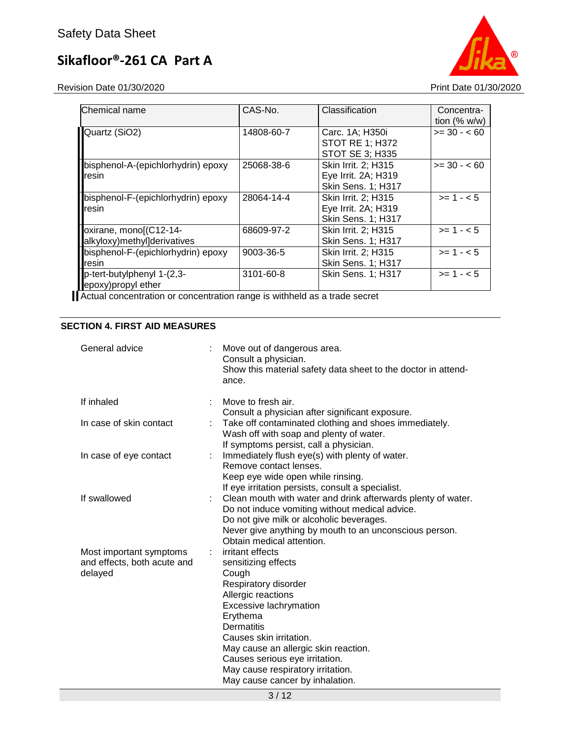| Chemical name | CAS-No. | Classification | Concentration (% w/w) |
|---|---|---|---|
| Quartz (SiO2) | 14808-60-7 | Carc. 1A; H350i<br>STOT RE 1; H372<br>STOT SE 3; H335 | >= 30 - < 60 |
| bisphenol-A-(epichlorhydrin) epoxy resin | 25068-38-6 | Skin Irrit. 2; H315<br>Eye Irrit. 2A; H319<br>Skin Sens. 1; H317 | >= 30 - < 60 |
| bisphenol-F-(epichlorhydrin) epoxy resin | 28064-14-4 | Skin Irrit. 2; H315<br>Eye Irrit. 2A; H319<br>Skin Sens. 1; H317 | >= 1 - < 5 |
| oxirane, mono[(C12-14-alkyloxy)methyl]derivatives | 68609-97-2 | Skin Irrit. 2; H315<br>Skin Sens. 1; H317 | >= 1 - < 5 |
| bisphenol-F-(epichlorhydrin) epoxy resin | 9003-36-5 | Skin Irrit. 2; H315<br>Skin Sens. 1; H317 | >= 1 - < 5 |
| p-tert-butylphenyl 1-(2,3-epoxy)propyl ether | 3101-60-8 | Skin Sens. 1; H317 | >= 1 - < 5 |

Actual concentration or concentration range is withheld as a trade secret

## SECTION 4. FIRST AID MEASURES

| | |
|---|---|
| General advice | : Move out of dangerous area.<br>Consult a physician.<br>Show this material safety data sheet to the doctor in attendance. |
| If inhaled | : Move to fresh air.<br>Consult a physician after significant exposure. |
| In case of skin contact | : Take off contaminated clothing and shoes immediately.<br>Wash off with soap and plenty of water.<br>If symptoms persist, call a physician. |
| In case of eye contact | : Immediately flush eye(s) with plenty of water.<br>Remove contact lenses.<br>Keep eye wide open while rinsing.<br>If eye irritation persists, consult a specialist. |
| If swallowed | : Clean mouth with water and drink afterwards plenty of water.<br>Do not induce vomiting without medical advice.<br>Do not give milk or alcoholic beverages.<br>Never give anything by mouth to an unconscious person.<br>Obtain medical attention. |
| Most important symptoms and effects, both acute and delayed | : irritant effects<br>sensitizing effects<br>Cough<br>Respiratory disorder<br>Allergic reactions<br>Excessive lachrymation<br>Erythema<br>Dermatitis<br>Causes skin irritation.<br>May cause an allergic skin reaction.<br>Causes serious eye irritation.<br>May cause respiratory irritation.<br>May cause cancer by inhalation. |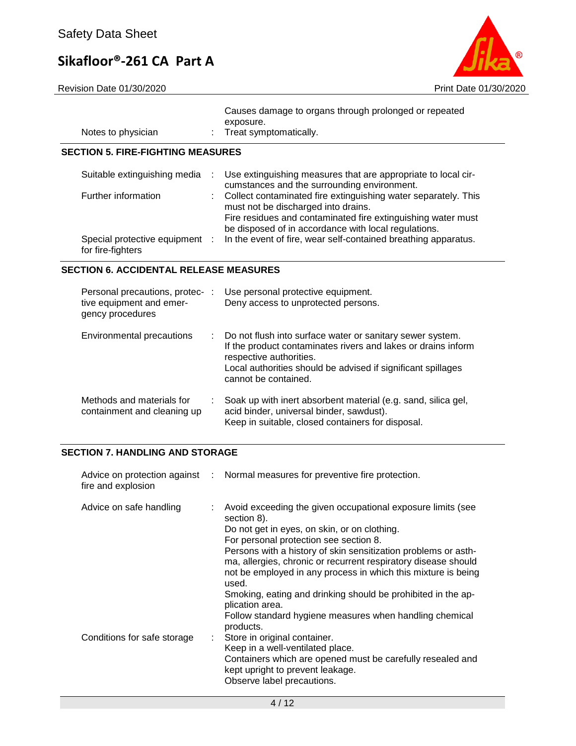| | |
|---|---|
| | Causes damage to organs through prolonged or repeated exposure. |
| Notes to physician | : Treat symptomatically. |

## SECTION 5. FIRE-FIGHTING MEASURES

| | |
|---|---|
| Suitable extinguishing media | : Use extinguishing measures that are appropriate to local circumstances and the surrounding environment. |
| Further information | : Collect contaminated fire extinguishing water separately. This must not be discharged into drains.<br>Fire residues and contaminated fire extinguishing water must be disposed of in accordance with local regulations. |
| Special protective equipment for fire-fighters | : In the event of fire, wear self-contained breathing apparatus. |

## SECTION 6. ACCIDENTAL RELEASE MEASURES

| | |
|---|---|
| Personal precautions, protective equipment and emergency procedures | : Use personal protective equipment.<br>Deny access to unprotected persons. |
| Environmental precautions | : Do not flush into surface water or sanitary sewer system.<br>If the product contaminates rivers and lakes or drains inform respective authorities.<br>Local authorities should be advised if significant spillages cannot be contained. |
| Methods and materials for containment and cleaning up | : Soak up with inert absorbent material (e.g. sand, silica gel, acid binder, universal binder, sawdust).<br>Keep in suitable, closed containers for disposal. |

## SECTION 7. HANDLING AND STORAGE

| | |
|---|---|
| Advice on protection against fire and explosion | : Normal measures for preventive fire protection. |
| Advice on safe handling | : Avoid exceeding the given occupational exposure limits (see section 8).<br>Do not get in eyes, on skin, or on clothing.<br>For personal protection see section 8.<br>Persons with a history of skin sensitization problems or asthma, allergies, chronic or recurrent respiratory disease should not be employed in any process in which this mixture is being used.<br>Smoking, eating and drinking should be prohibited in the application area.<br>Follow standard hygiene measures when handling chemical products. |
| Conditions for safe storage | : Store in original container.<br>Keep in a well-ventilated place.<br>Containers which are opened must be carefully resealed and kept upright to prevent leakage.<br>Observe label precautions. |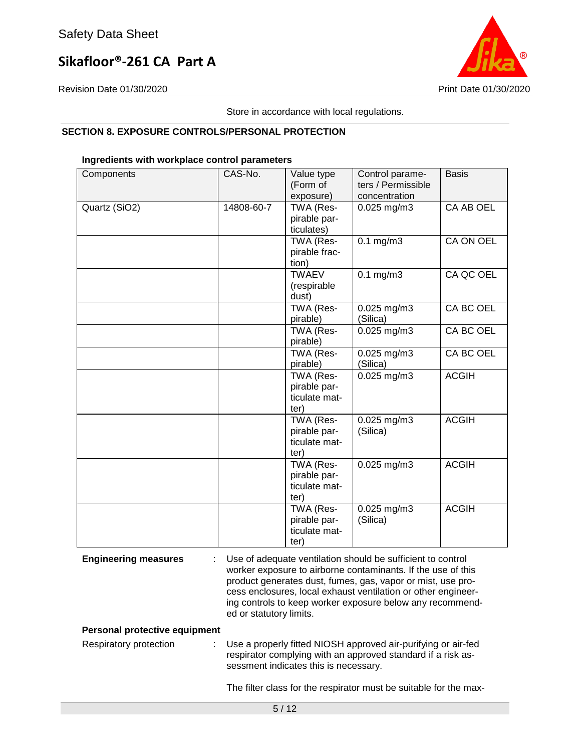Store in accordance with local regulations.

## SECTION 8. EXPOSURE CONTROLS/PERSONAL PROTECTION

### Ingredients with workplace control parameters

| Components | CAS-No. | Value type (Form of exposure) | Control parameters / Permissible concentration | Basis |
|---|---|---|---|---|
| Quartz ($SiO_2$) | 14808-60-7 | TWA (Respirable particulates) | 0.025 mg/m3 | CA AB OEL |
| | | TWA (Respirable fraction) | 0.1 mg/m3 | CA ON OEL |
| | | TWAEV (respirable dust) | 0.1 mg/m3 | CA QC OEL |
| | | TWA (Respirable) | 0.025 mg/m3 (Silica) | CA BC OEL |
| | | TWA (Respirable) | 0.025 mg/m3 | CA BC OEL |
| | | TWA (Respirable) | 0.025 mg/m3 (Silica) | CA BC OEL |
| | | TWA (Respirable particulate matter) | 0.025 mg/m3 | ACGIH |
| | | TWA (Respirable particulate matter) | 0.025 mg/m3 (Silica) | ACGIH |
| | | TWA (Respirable particulate matter) | 0.025 mg/m3 | ACGIH |
| | | TWA (Respirable particulate matter) | 0.025 mg/m3 (Silica) | ACGIH |

**Engineering measures** : Use of adequate ventilation should be sufficient to control worker exposure to airborne contaminants. If the use of this product generates dust, fumes, gas, vapor or mist, use process enclosures, local exhaust ventilation or other engineering controls to keep worker exposure below any recommended or statutory limits.

**Personal protective equipment**

Respiratory protection : Use a properly fitted NIOSH approved air-purifying or air-fed respirator complying with an approved standard if a risk assessment indicates this is necessary.

The filter class for the respirator must be suitable for the max-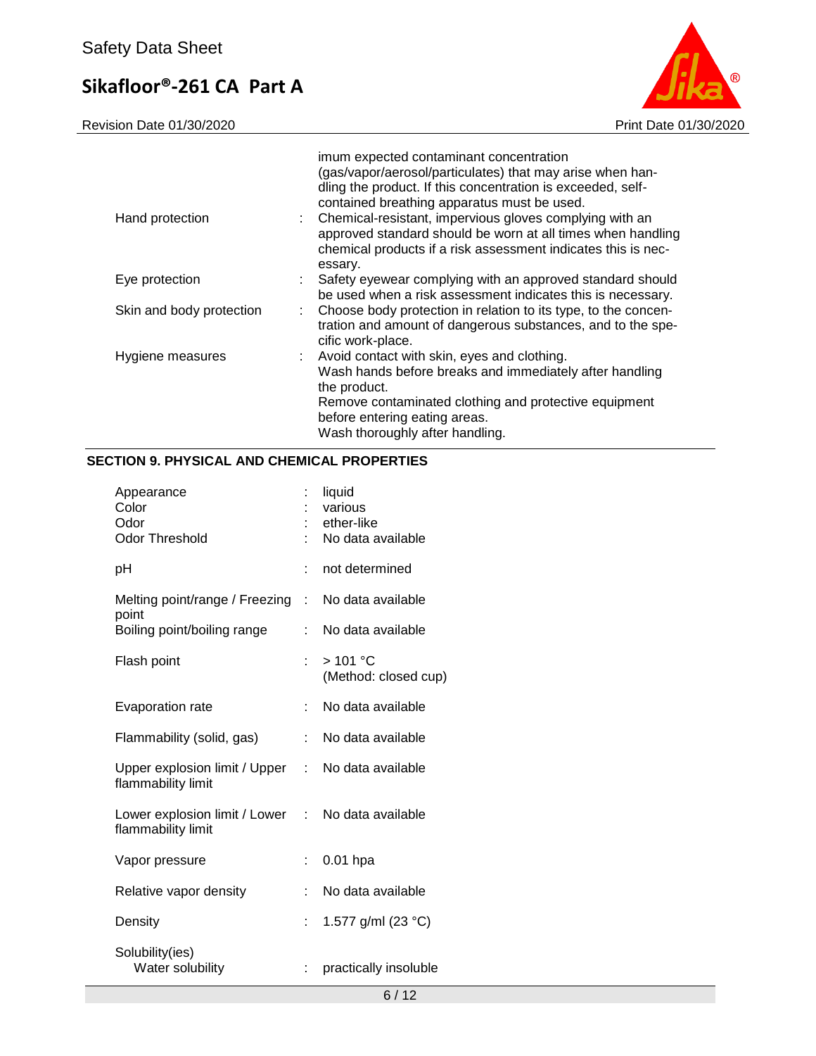| | | |
|---|---|---|
| | | imum expected contaminant concentration (gas/vapor/aerosol/particulates) that may arise when handling the product. If this concentration is exceeded, self-contained breathing apparatus must be used. |
| Hand protection | : | Chemical-resistant, impervious gloves complying with an approved standard should be worn at all times when handling chemical products if a risk assessment indicates this is necessary. |
| Eye protection | : | Safety eyewear complying with an approved standard should be used when a risk assessment indicates this is necessary. |
| Skin and body protection | : | Choose body protection in relation to its type, to the concentration and amount of dangerous substances, and to the specific work-place. |
| Hygiene measures | : | Avoid contact with skin, eyes and clothing.<br>Wash hands before breaks and immediately after handling the product.<br>Remove contaminated clothing and protective equipment before entering eating areas.<br>Wash thoroughly after handling. |

## SECTION 9. PHYSICAL AND CHEMICAL PROPERTIES

| | | |
|---|---|---|
| Appearance | : | liquid |
| Color | : | various |
| Odor | : | ether-like |
| Odor Threshold | : | No data available |
| pH | : | not determined |
| Melting point/range / Freezing point | : | No data available |
| Boiling point/boiling range | : | No data available |
| Flash point | : | > 101 °C<br>(Method: closed cup) |
| Evaporation rate | : | No data available |
| Flammability (solid, gas) | : | No data available |
| Upper explosion limit / Upper flammability limit | : | No data available |
| Lower explosion limit / Lower flammability limit | : | No data available |
| Vapor pressure | : | 0.01 hpa |
| Relative vapor density | : | No data available |
| Density | : | 1.577 g/ml (23 °C) |
| Solubility(ies) | | |
| Water solubility | : | practically insoluble |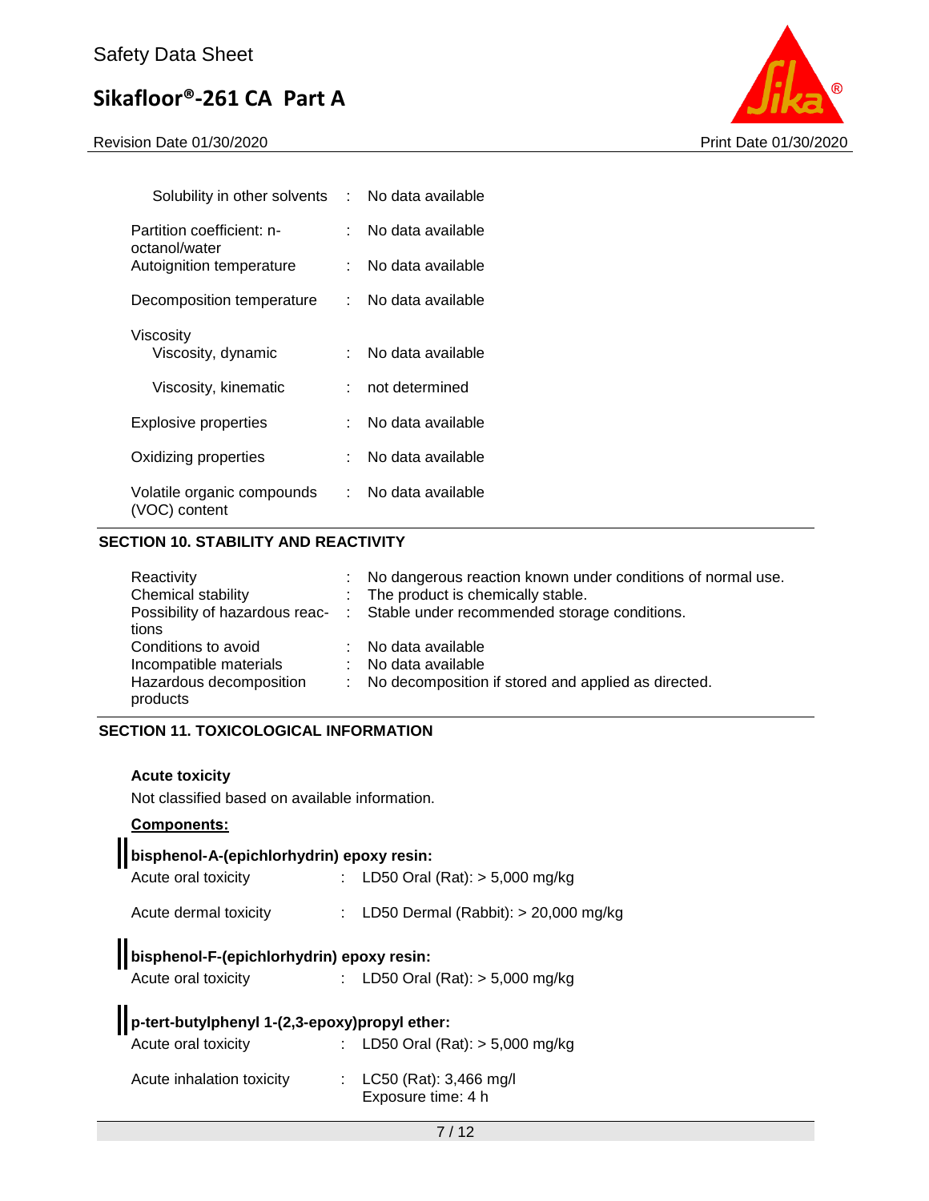| | | |
|---|---|---|
| Solubility in other solvents | : | No data available |
| Partition coefficient: n-octanol/water | : | No data available |
| Autoignition temperature | : | No data available |
| Decomposition temperature | : | No data available |
| Viscosity | | |
| Viscosity, dynamic | : | No data available |
| Viscosity, kinematic | : | not determined |
| Explosive properties | : | No data available |
| Oxidizing properties | : | No data available |
| Volatile organic compounds (VOC) content | : | No data available |

## SECTION 10. STABILITY AND REACTIVITY

| | | |
|---|---|---|
| Reactivity | : | No dangerous reaction known under conditions of normal use. |
| Chemical stability | : | The product is chemically stable. |
| Possibility of hazardous reactions | : | Stable under recommended storage conditions. |
| Conditions to avoid | : | No data available |
| Incompatible materials | : | No data available |
| Hazardous decomposition products | : | No decomposition if stored and applied as directed. |

## SECTION 11. TOXICOLOGICAL INFORMATION

**Acute toxicity**

Not classified based on available information.

**Components:**

**bisphenol-A-(epichlorhydrin) epoxy resin:**

| | | |
|---|---|---|
| Acute oral toxicity | : | LD50 Oral (Rat): > 5,000 mg/kg |
| Acute dermal toxicity | : | LD50 Dermal (Rabbit): > 20,000 mg/kg |

**bisphenol-F-(epichlorhydrin) epoxy resin:**

| | | |
|---|---|---|
| Acute oral toxicity | : | LD50 Oral (Rat): > 5,000 mg/kg |

**p-tert-butylphenyl 1-(2,3-epoxy)propyl ether:**

| | | |
|---|---|---|
| Acute oral toxicity | : | LD50 Oral (Rat): > 5,000 mg/kg |
| Acute inhalation toxicity | : | LC50 (Rat): 3,466 mg/l<br>Exposure time: 4 h |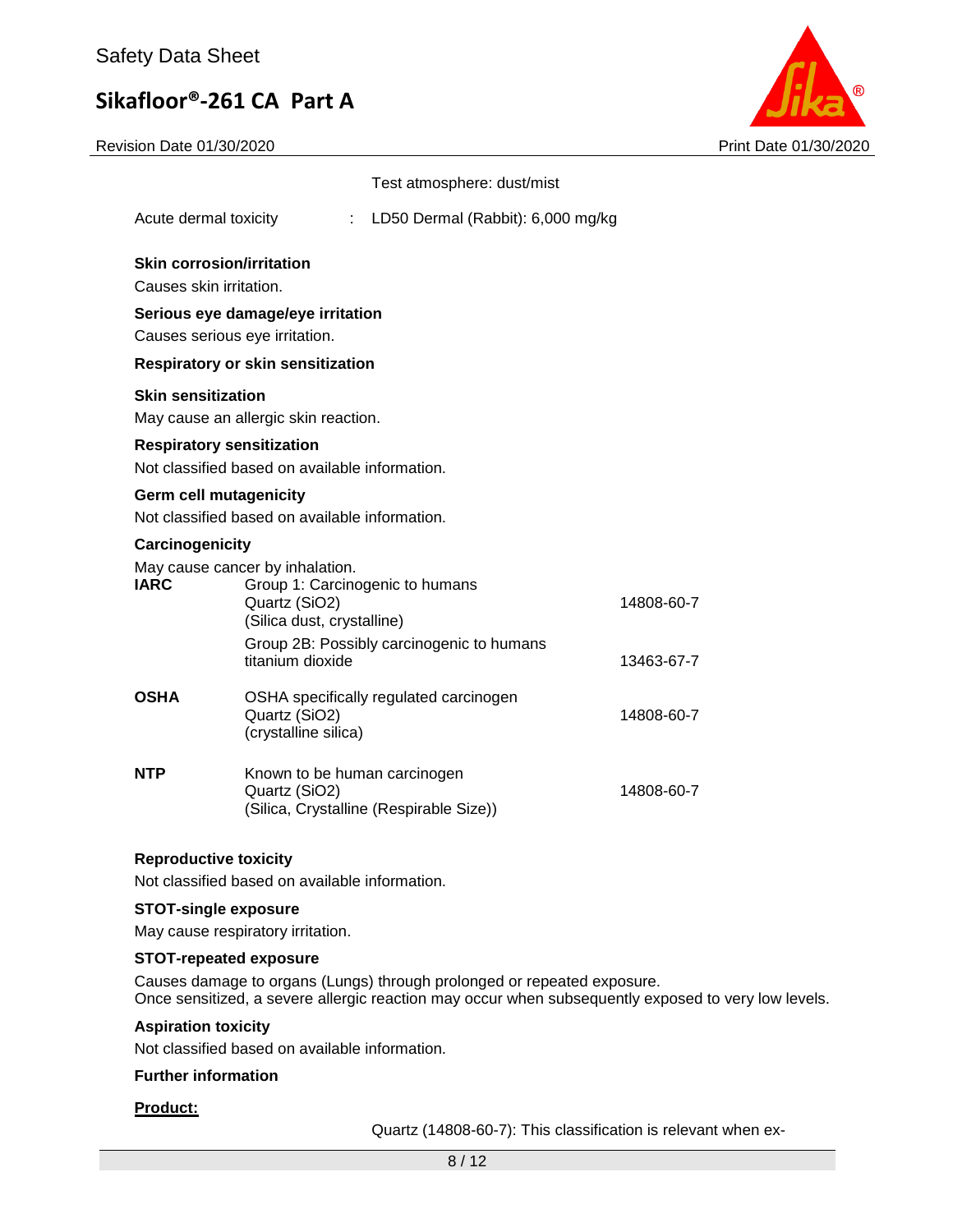Test atmosphere: dust/mist

Acute dermal toxicity : LD50 Dermal (Rabbit): 6,000 mg/kg

**Skin corrosion/irritation**

Causes skin irritation.

**Serious eye damage/eye irritation**

Causes serious eye irritation.

**Respiratory or skin sensitization**

**Skin sensitization**

May cause an allergic skin reaction.

**Respiratory sensitization**

Not classified based on available information.

**Germ cell mutagenicity**

Not classified based on available information.

**Carcinogenicity**

May cause cancer by inhalation.

| | | |
|---|---|---|
| **IARC** | Group 1: Carcinogenic to humans<br>Quartz (SiO2)<br>(Silica dust, crystalline) | 14808-60-7 |
| | Group 2B: Possibly carcinogenic to humans<br>titanium dioxide | 13463-67-7 |
| **OSHA** | OSHA specifically regulated carcinogen<br>Quartz (SiO2)<br>(crystalline silica) | 14808-60-7 |
| **NTP** | Known to be human carcinogen<br>Quartz (SiO2)<br>(Silica, Crystalline (Respirable Size)) | 14808-60-7 |

**Reproductive toxicity**

Not classified based on available information.

**STOT-single exposure**

May cause respiratory irritation.

**STOT-repeated exposure**

Causes damage to organs (Lungs) through prolonged or repeated exposure.
Once sensitized, a severe allergic reaction may occur when subsequently exposed to very low levels.

**Aspiration toxicity**

Not classified based on available information.

**Further information**

**Product:**

Quartz (14808-60-7): This classification is relevant when ex-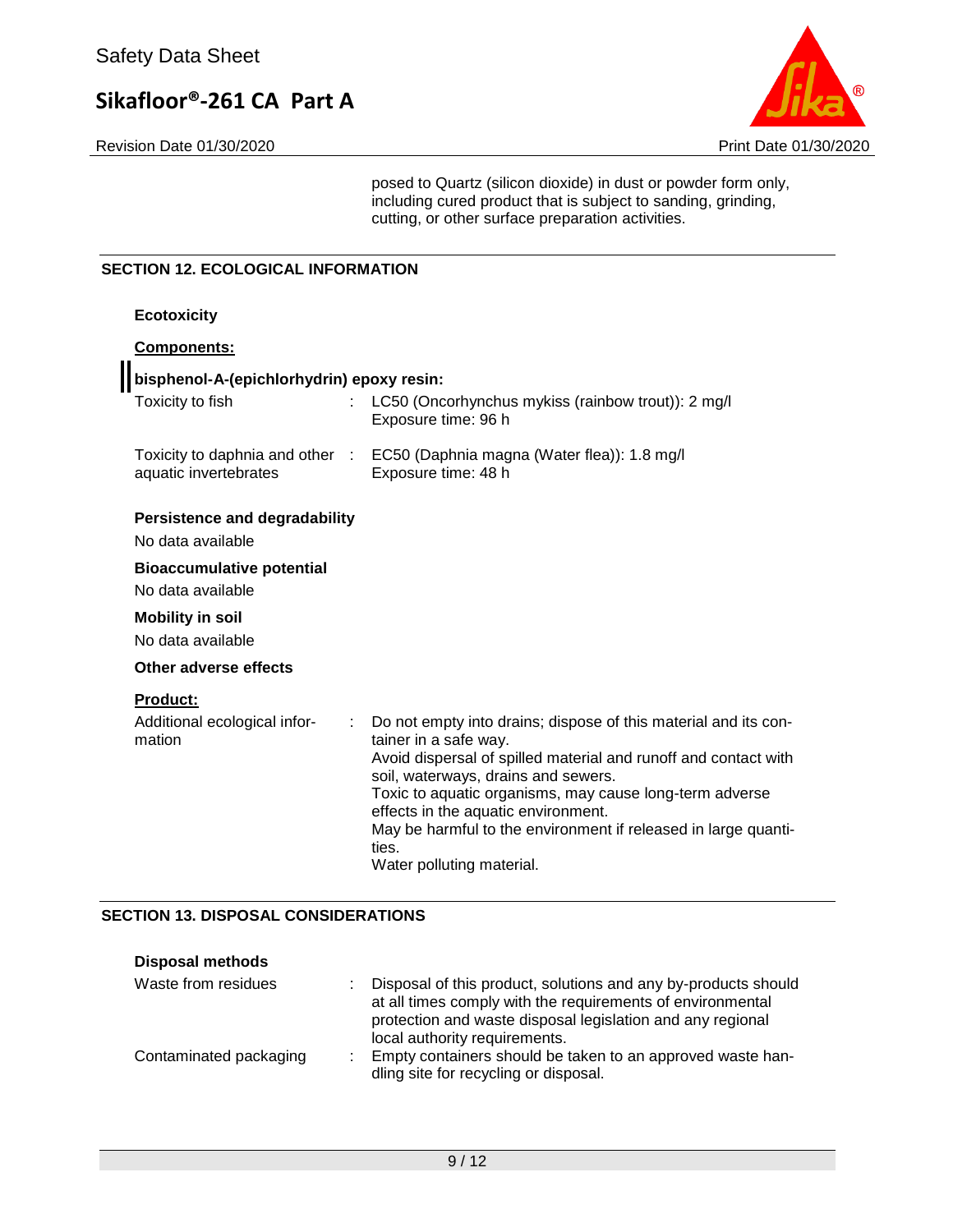posed to Quartz (silicon dioxide) in dust or powder form only, including cured product that is subject to sanding, grinding, cutting, or other surface preparation activities.

## SECTION 12. ECOLOGICAL INFORMATION

### Ecotoxicity

**Components:**

**bisphenol-A-(epichlorhydrin) epoxy resin:**

Toxicity to fish : LC50 (Oncorhynchus mykiss (rainbow trout)): 2 mg/l
Exposure time: 96 h

Toxicity to daphnia and other aquatic invertebrates : EC50 (Daphnia magna (Water flea)): 1.8 mg/l
Exposure time: 48 h

### Persistence and degradability

No data available

### Bioaccumulative potential

No data available

### Mobility in soil

No data available

### Other adverse effects

**Product:**

Additional ecological information : Do not empty into drains; dispose of this material and its container in a safe way.
Avoid dispersal of spilled material and runoff and contact with soil, waterways, drains and sewers.
Toxic to aquatic organisms, may cause long-term adverse effects in the aquatic environment.
May be harmful to the environment if released in large quantities.
Water polluting material.

## SECTION 13. DISPOSAL CONSIDERATIONS

### Disposal methods

Waste from residues : Disposal of this product, solutions and any by-products should at all times comply with the requirements of environmental protection and waste disposal legislation and any regional local authority requirements.

Contaminated packaging : Empty containers should be taken to an approved waste handling site for recycling or disposal.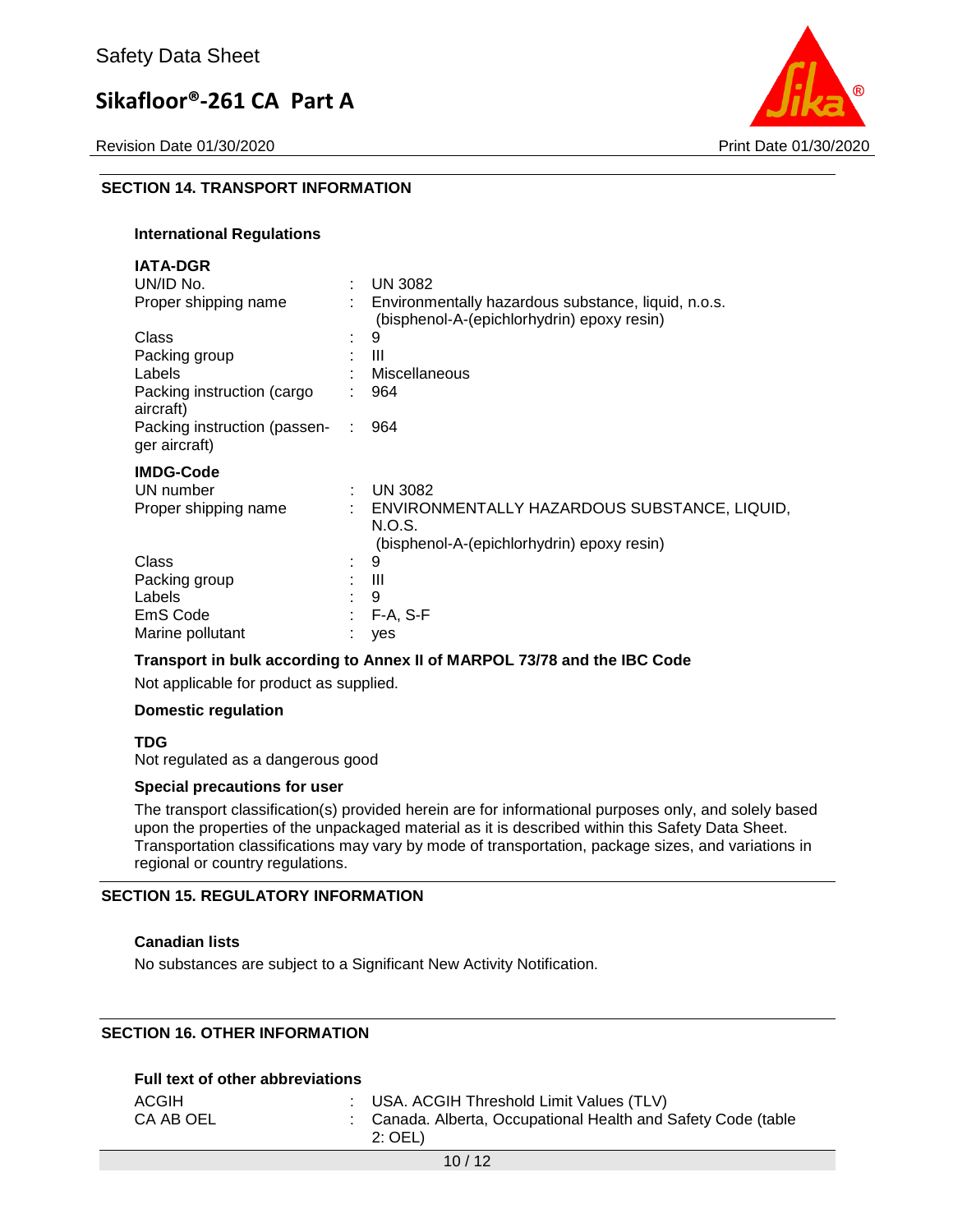## SECTION 14. TRANSPORT INFORMATION

### International Regulations

**IATA-DGR**

| | | |
|---|---|---|
| UN/ID No. | : | UN 3082 |
| Proper shipping name | : | Environmentally hazardous substance, liquid, n.o.s. (bisphenol-A-(epichlorhydrin) epoxy resin) |
| Class | : | 9 |
| Packing group | : | III |
| Labels | : | Miscellaneous |
| Packing instruction (cargo aircraft) | : | 964 |
| Packing instruction (passenger aircraft) | : | 964 |

**IMDG-Code**

| | | |
|---|---|---|
| UN number | : | UN 3082 |
| Proper shipping name | : | ENVIRONMENTALLY HAZARDOUS SUBSTANCE, LIQUID, N.O.S. (bisphenol-A-(epichlorhydrin) epoxy resin) |
| Class | : | 9 |
| Packing group | : | III |
| Labels | : | 9 |
| EmS Code | : | F-A, S-F |
| Marine pollutant | : | yes |

**Transport in bulk according to Annex II of MARPOL 73/78 and the IBC Code**

Not applicable for product as supplied.

**Domestic regulation**

**TDG**
Not regulated as a dangerous good

**Special precautions for user**

The transport classification(s) provided herein are for informational purposes only, and solely based upon the properties of the unpackaged material as it is described within this Safety Data Sheet. Transportation classifications may vary by mode of transportation, package sizes, and variations in regional or country regulations.

## SECTION 15. REGULATORY INFORMATION

**Canadian lists**

No substances are subject to a Significant New Activity Notification.

## SECTION 16. OTHER INFORMATION

**Full text of other abbreviations**

| | | |
|---|---|---|
| ACGIH | : | USA. ACGIH Threshold Limit Values (TLV) |
| CA AB OEL | : | Canada. Alberta, Occupational Health and Safety Code (table 2: OEL) |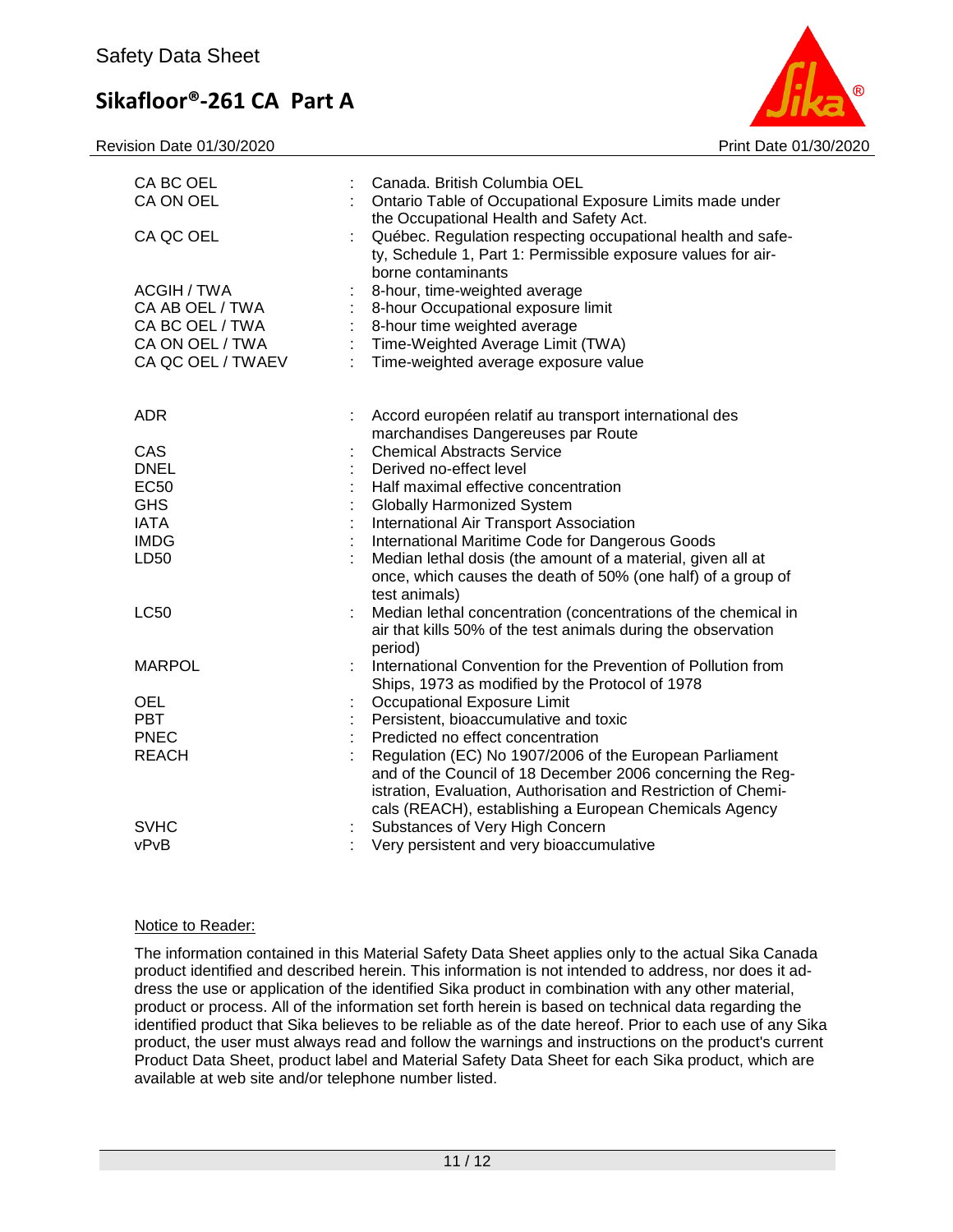| | | |
|---|---|---|
| CA BC OEL | : | Canada. British Columbia OEL |
| CA ON OEL | : | Ontario Table of Occupational Exposure Limits made under the Occupational Health and Safety Act. |
| CA QC OEL | : | Québec. Regulation respecting occupational health and safety, Schedule 1, Part 1: Permissible exposure values for airborne contaminants |
| ACGIH / TWA | : | 8-hour, time-weighted average |
| CA AB OEL / TWA | : | 8-hour Occupational exposure limit |
| CA BC OEL / TWA | : | 8-hour time weighted average |
| CA ON OEL / TWA | : | Time-Weighted Average Limit (TWA) |
| CA QC OEL / TWAEV | : | Time-weighted average exposure value |

| | | |
|---|---|---|
| ADR | : | Accord européen relatif au transport international des marchandises Dangereuses par Route |
| CAS | : | Chemical Abstracts Service |
| DNEL | : | Derived no-effect level |
| EC50 | : | Half maximal effective concentration |
| GHS | : | Globally Harmonized System |
| IATA | : | International Air Transport Association |
| IMDG | : | International Maritime Code for Dangerous Goods |
| LD50 | : | Median lethal dosis (the amount of a material, given all at once, which causes the death of 50% (one half) of a group of test animals) |
| LC50 | : | Median lethal concentration (concentrations of the chemical in air that kills 50% of the test animals during the observation period) |
| MARPOL | : | International Convention for the Prevention of Pollution from Ships, 1973 as modified by the Protocol of 1978 |
| OEL | : | Occupational Exposure Limit |
| PBT | : | Persistent, bioaccumulative and toxic |
| PNEC | : | Predicted no effect concentration |
| REACH | : | Regulation (EC) No 1907/2006 of the European Parliament and of the Council of 18 December 2006 concerning the Registration, Evaluation, Authorisation and Restriction of Chemicals (REACH), establishing a European Chemicals Agency |
| SVHC | : | Substances of Very High Concern |
| vPvB | : | Very persistent and very bioaccumulative |

Notice to Reader:

The information contained in this Material Safety Data Sheet applies only to the actual Sika Canada product identified and described herein. This information is not intended to address, nor does it address the use or application of the identified Sika product in combination with any other material, product or process. All of the information set forth herein is based on technical data regarding the identified product that Sika believes to be reliable as of the date hereof. Prior to each use of any Sika product, the user must always read and follow the warnings and instructions on the product's current Product Data Sheet, product label and Material Safety Data Sheet for each Sika product, which are available at web site and/or telephone number listed.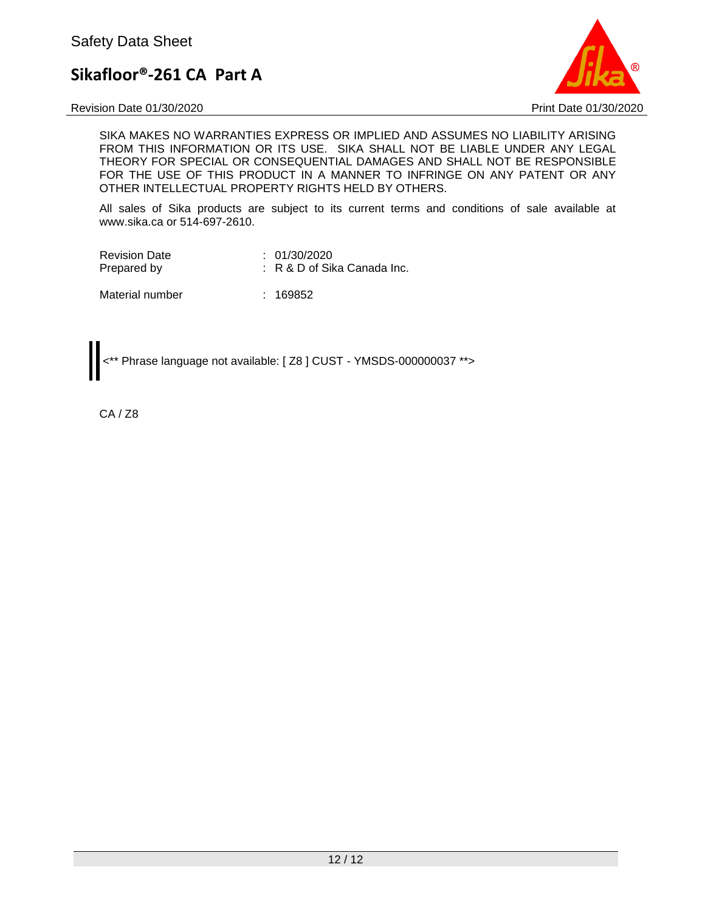SIKA MAKES NO WARRANTIES EXPRESS OR IMPLIED AND ASSUMES NO LIABILITY ARISING FROM THIS INFORMATION OR ITS USE. SIKA SHALL NOT BE LIABLE UNDER ANY LEGAL THEORY FOR SPECIAL OR CONSEQUENTIAL DAMAGES AND SHALL NOT BE RESPONSIBLE FOR THE USE OF THIS PRODUCT IN A MANNER TO INFRINGE ON ANY PATENT OR ANY OTHER INTELLECTUAL PROPERTY RIGHTS HELD BY OTHERS.

All sales of Sika products are subject to its current terms and conditions of sale available at www.sika.ca or 514-697-2610.

| | |
|---|---|
| Revision Date | : 01/30/2020 |
| Prepared by | : R & D of Sika Canada Inc. |
| Material number | : 169852 |

<** Phrase language not available: [ Z8 ] CUST - YMSDS-000000037 **>

CA / Z8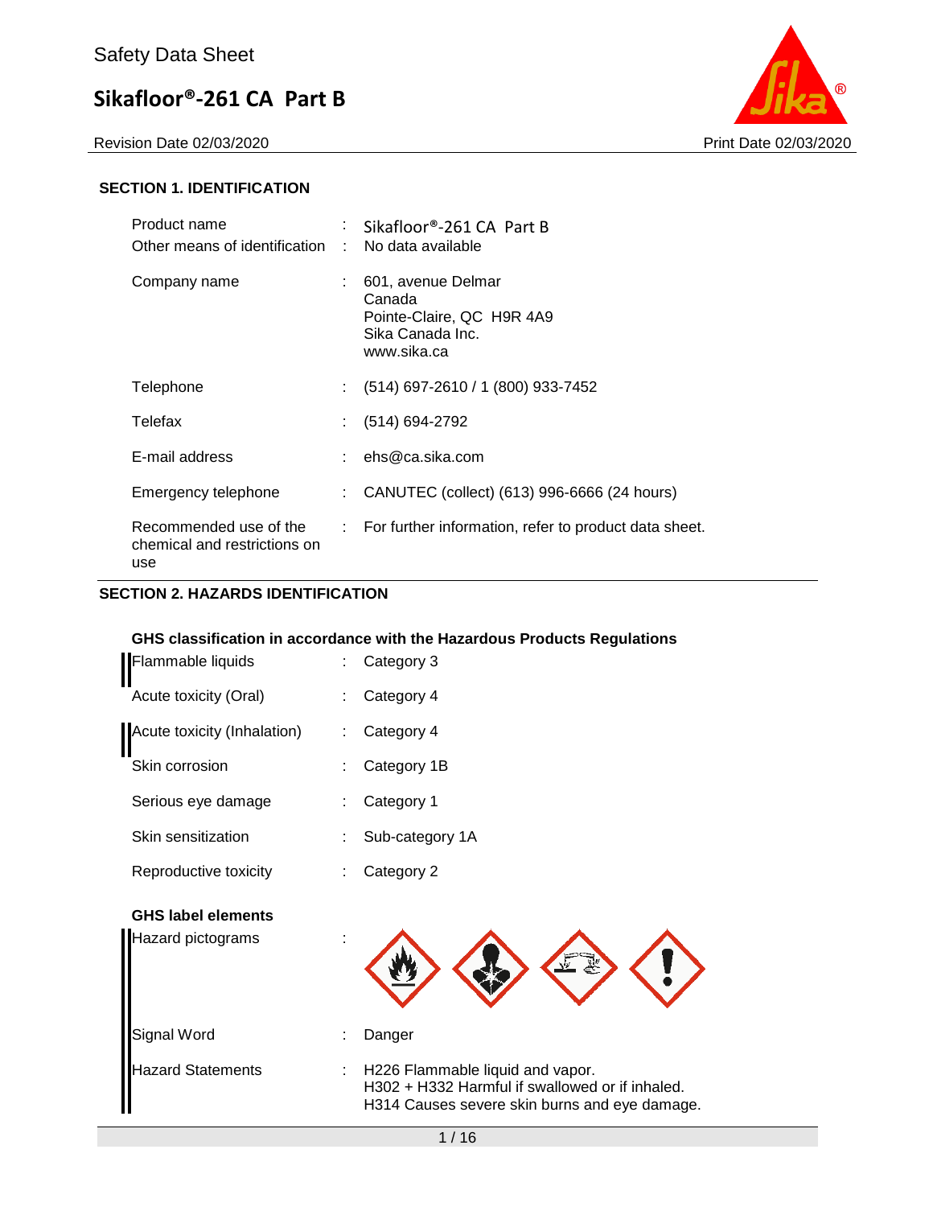# Safety Data Sheet

## Sikafloor®-261 CA Part B

Revision Date 02/03/2020 Print Date 02/03/2020

### SECTION 1. IDENTIFICATION

| | | |
|---|---|---|
| Product name | : | Sikafloor®-261 CA Part B |
| Other means of identification | : | No data available |
| Company name | : | 601, avenue Delmar<br>Canada<br>Pointe-Claire, QC H9R 4A9<br>Sika Canada Inc.<br>www.sika.ca |
| Telephone | : | (514) 697-2610 / 1 (800) 933-7452 |
| Telefax | : | (514) 694-2792 |
| E-mail address | : | ehs@ca.sika.com |
| Emergency telephone | : | CANUTEC (collect) (613) 996-6666 (24 hours) |
| Recommended use of the chemical and restrictions on use | : | For further information, refer to product data sheet. |

### SECTION 2. HAZARDS IDENTIFICATION

**GHS classification in accordance with the Hazardous Products Regulations**

| | | |
|---|---|---|
| Flammable liquids | : | Category 3 |
| Acute toxicity (Oral) | : | Category 4 |
| Acute toxicity (Inhalation) | : | Category 4 |
| Skin corrosion | : | Category 1B |
| Serious eye damage | : | Category 1 |
| Skin sensitization | : | Sub-category 1A |
| Reproductive toxicity | : | Category 2 |

**GHS label elements**

| | | |
|---|---|---|
| Hazard pictograms | : | |
| Signal Word | : | Danger |
| Hazard Statements | : | H226 Flammable liquid and vapor.<br>H302 + H332 Harmful if swallowed or if inhaled.<br>H314 Causes severe skin burns and eye damage. |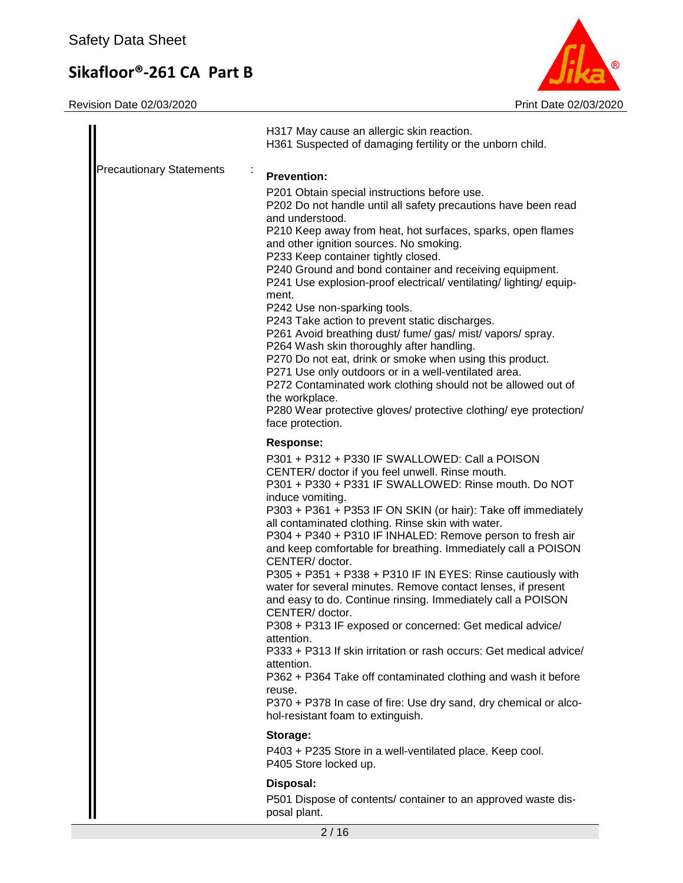H317 May cause an allergic skin reaction.
H361 Suspected of damaging fertility or the unborn child.

Precautionary Statements :

**Prevention:**

P201 Obtain special instructions before use.
P202 Do not handle until all safety precautions have been read and understood.
P210 Keep away from heat, hot surfaces, sparks, open flames and other ignition sources. No smoking.
P233 Keep container tightly closed.
P240 Ground and bond container and receiving equipment.
P241 Use explosion-proof electrical/ ventilating/ lighting/ equipment.
P242 Use non-sparking tools.
P243 Take action to prevent static discharges.
P261 Avoid breathing dust/ fume/ gas/ mist/ vapors/ spray.
P264 Wash skin thoroughly after handling.
P270 Do not eat, drink or smoke when using this product.
P271 Use only outdoors or in a well-ventilated area.
P272 Contaminated work clothing should not be allowed out of the workplace.
P280 Wear protective gloves/ protective clothing/ eye protection/ face protection.

**Response:**

P301 + P312 + P330 IF SWALLOWED: Call a POISON CENTER/ doctor if you feel unwell. Rinse mouth.
P301 + P330 + P331 IF SWALLOWED: Rinse mouth. Do NOT induce vomiting.
P303 + P361 + P353 IF ON SKIN (or hair): Take off immediately all contaminated clothing. Rinse skin with water.
P304 + P340 + P310 IF INHALED: Remove person to fresh air and keep comfortable for breathing. Immediately call a POISON CENTER/ doctor.
P305 + P351 + P338 + P310 IF IN EYES: Rinse cautiously with water for several minutes. Remove contact lenses, if present and easy to do. Continue rinsing. Immediately call a POISON CENTER/ doctor.
P308 + P313 IF exposed or concerned: Get medical advice/ attention.
P333 + P313 If skin irritation or rash occurs: Get medical advice/ attention.
P362 + P364 Take off contaminated clothing and wash it before reuse.
P370 + P378 In case of fire: Use dry sand, dry chemical or alcohol-resistant foam to extinguish.

**Storage:**

P403 + P235 Store in a well-ventilated place. Keep cool.
P405 Store locked up.

**Disposal:**

P501 Dispose of contents/ container to an approved waste disposal plant.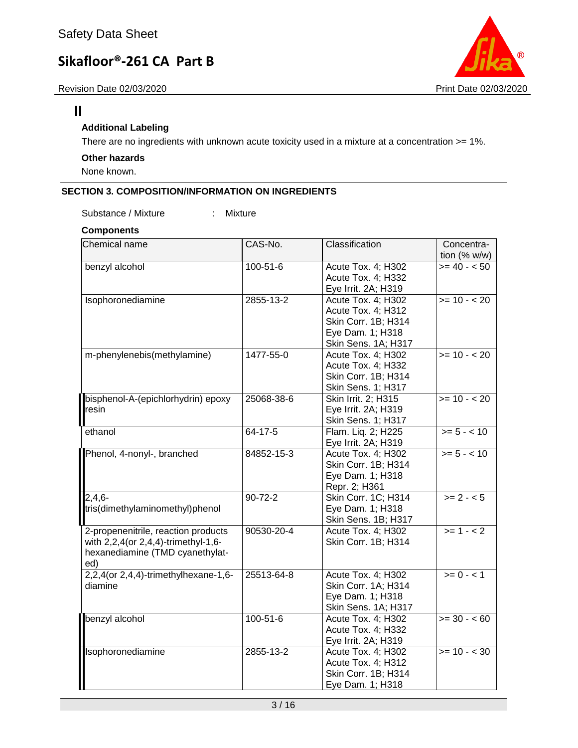### Additional Labeling

There are no ingredients with unknown acute toxicity used in a mixture at a concentration >= 1%.

### Other hazards

None known.

## SECTION 3. COMPOSITION/INFORMATION ON INGREDIENTS

Substance / Mixture : Mixture

### Components

| Chemical name | CAS-No. | Classification | Concentration (% w/w) |
|---|---|---|---|
| benzyl alcohol | 100-51-6 | Acute Tox. 4; H302<br>Acute Tox. 4; H332<br>Eye Irrit. 2A; H319 | >= 40 - < 50 |
| Isophoronediamine | 2855-13-2 | Acute Tox. 4; H302<br>Acute Tox. 4; H312<br>Skin Corr. 1B; H314<br>Eye Dam. 1; H318<br>Skin Sens. 1A; H317 | >= 10 - < 20 |
| m-phenylenebis(methylamine) | 1477-55-0 | Acute Tox. 4; H302<br>Acute Tox. 4; H332<br>Skin Corr. 1B; H314<br>Skin Sens. 1; H317 | >= 10 - < 20 |
| bisphenol-A-(epichlorhydrin) epoxy resin | 25068-38-6 | Skin Irrit. 2; H315<br>Eye Irrit. 2A; H319<br>Skin Sens. 1; H317 | >= 10 - < 20 |
| ethanol | 64-17-5 | Flam. Liq. 2; H225<br>Eye Irrit. 2A; H319 | >= 5 - < 10 |
| Phenol, 4-nonyl-, branched | 84852-15-3 | Acute Tox. 4; H302<br>Skin Corr. 1B; H314<br>Eye Dam. 1; H318<br>Repr. 2; H361 | >= 5 - < 10 |
| 2,4,6-tris(dimethylaminomethyl)phenol | 90-72-2 | Skin Corr. 1C; H314<br>Eye Dam. 1; H318<br>Skin Sens. 1B; H317 | >= 2 - < 5 |
| 2-propenenitrile, reaction products with 2,2,4(or 2,4,4)-trimethyl-1,6-hexanediamine (TMD cyanethylated) | 90530-20-4 | Acute Tox. 4; H302<br>Skin Corr. 1B; H314 | >= 1 - < 2 |
| 2,2,4(or 2,4,4)-trimethylhexane-1,6-diamine | 25513-64-8 | Acute Tox. 4; H302<br>Skin Corr. 1A; H314<br>Eye Dam. 1; H318<br>Skin Sens. 1A; H317 | >= 0 - < 1 |
| benzyl alcohol | 100-51-6 | Acute Tox. 4; H302<br>Acute Tox. 4; H332<br>Eye Irrit. 2A; H319 | >= 30 - < 60 |
| Isophoronediamine | 2855-13-2 | Acute Tox. 4; H302<br>Acute Tox. 4; H312<br>Skin Corr. 1B; H314<br>Eye Dam. 1; H318 | >= 10 - < 30 |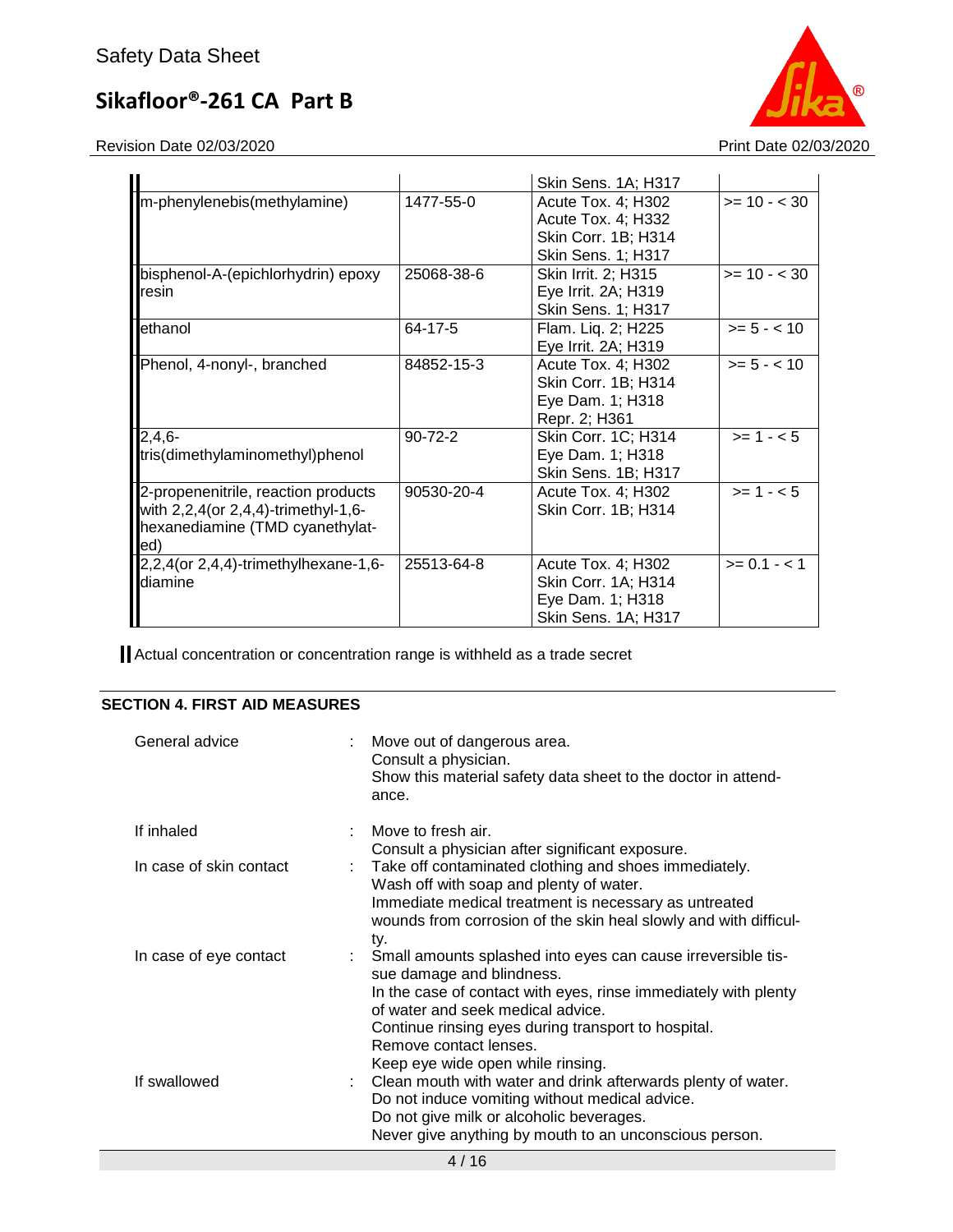| | | | |
|---|---|---|---|
| | | Skin Sens. 1A; H317 | |
| m-phenylenebis(methylamine) | 1477-55-0 | Acute Tox. 4; H302<br>Acute Tox. 4; H332<br>Skin Corr. 1B; H314<br>Skin Sens. 1; H317 | >= 10 - < 30 |
| bisphenol-A-(epichlorhydrin) epoxy resin | 25068-38-6 | Skin Irrit. 2; H315<br>Eye Irrit. 2A; H319<br>Skin Sens. 1; H317 | >= 10 - < 30 |
| ethanol | 64-17-5 | Flam. Liq. 2; H225<br>Eye Irrit. 2A; H319 | >= 5 - < 10 |
| Phenol, 4-nonyl-, branched | 84852-15-3 | Acute Tox. 4; H302<br>Skin Corr. 1B; H314<br>Eye Dam. 1; H318<br>Repr. 2; H361 | >= 5 - < 10 |
| 2,4,6-tris(dimethylaminomethyl)phenol | 90-72-2 | Skin Corr. 1C; H314<br>Eye Dam. 1; H318<br>Skin Sens. 1B; H317 | >= 1 - < 5 |
| 2-propenenitrile, reaction products with 2,2,4(or 2,4,4)-trimethyl-1,6-hexanediamine (TMD cyanethylated) | 90530-20-4 | Acute Tox. 4; H302<br>Skin Corr. 1B; H314 | >= 1 - < 5 |
| 2,2,4(or 2,4,4)-trimethylhexane-1,6-diamine | 25513-64-8 | Acute Tox. 4; H302<br>Skin Corr. 1A; H314<br>Eye Dam. 1; H318<br>Skin Sens. 1A; H317 | >= 0.1 - < 1 |

Actual concentration or concentration range is withheld as a trade secret

## SECTION 4. FIRST AID MEASURES

| | | |
|---|---|---|
| General advice | : | Move out of dangerous area.<br>Consult a physician.<br>Show this material safety data sheet to the doctor in attendance. |
| If inhaled | : | Move to fresh air.<br>Consult a physician after significant exposure. |
| In case of skin contact | : | Take off contaminated clothing and shoes immediately.<br>Wash off with soap and plenty of water.<br>Immediate medical treatment is necessary as untreated wounds from corrosion of the skin heal slowly and with difficulty. |
| In case of eye contact | : | Small amounts splashed into eyes can cause irreversible tissue damage and blindness.<br>In the case of contact with eyes, rinse immediately with plenty of water and seek medical advice.<br>Continue rinsing eyes during transport to hospital.<br>Remove contact lenses.<br>Keep eye wide open while rinsing. |
| If swallowed | : | Clean mouth with water and drink afterwards plenty of water.<br>Do not induce vomiting without medical advice.<br>Do not give milk or alcoholic beverages.<br>Never give anything by mouth to an unconscious person. |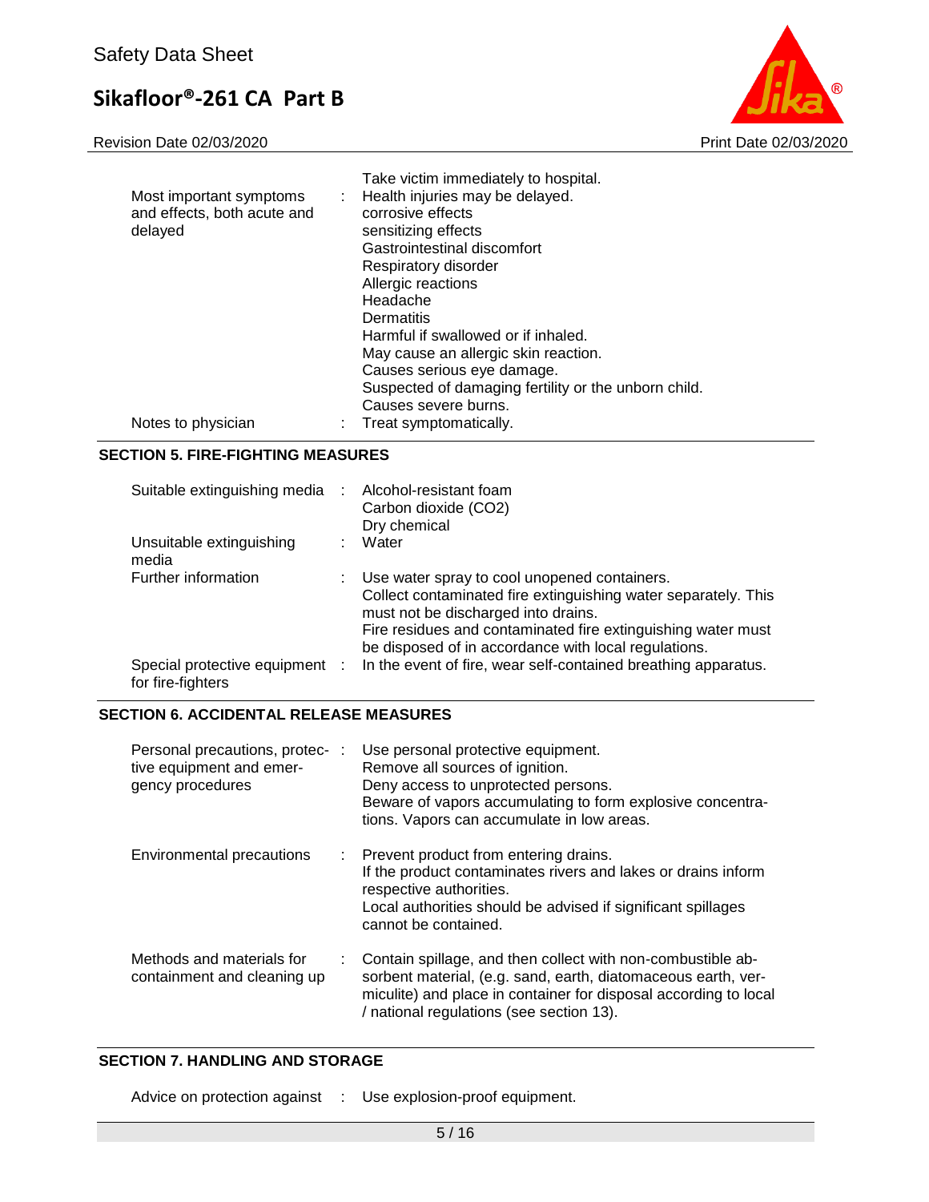| | | |
|---|---|---|
| | | Take victim immediately to hospital. |
| Most important symptoms and effects, both acute and delayed | : | Health injuries may be delayed.<br>corrosive effects<br>sensitizing effects<br>Gastrointestinal discomfort<br>Respiratory disorder<br>Allergic reactions<br>Headache<br>Dermatitis<br>Harmful if swallowed or if inhaled.<br>May cause an allergic skin reaction.<br>Causes serious eye damage.<br>Suspected of damaging fertility or the unborn child.<br>Causes severe burns. |
| Notes to physician | : | Treat symptomatically. |

## SECTION 5. FIRE-FIGHTING MEASURES

| | | |
|---|---|---|
| Suitable extinguishing media | : | Alcohol-resistant foam<br>Carbon dioxide ($CO_2$)<br>Dry chemical |
| Unsuitable extinguishing media | : | Water |
| Further information | : | Use water spray to cool unopened containers.<br>Collect contaminated fire extinguishing water separately. This must not be discharged into drains.<br>Fire residues and contaminated fire extinguishing water must be disposed of in accordance with local regulations. |
| Special protective equipment for fire-fighters | : | In the event of fire, wear self-contained breathing apparatus. |

## SECTION 6. ACCIDENTAL RELEASE MEASURES

| | | |
|---|---|---|
| Personal precautions, protective equipment and emergency procedures | : | Use personal protective equipment.<br>Remove all sources of ignition.<br>Deny access to unprotected persons.<br>Beware of vapors accumulating to form explosive concentrations. Vapors can accumulate in low areas. |
| Environmental precautions | : | Prevent product from entering drains.<br>If the product contaminates rivers and lakes or drains inform respective authorities.<br>Local authorities should be advised if significant spillages cannot be contained. |
| Methods and materials for containment and cleaning up | : | Contain spillage, and then collect with non-combustible absorbent material, (e.g. sand, earth, diatomaceous earth, vermiculite) and place in container for disposal according to local / national regulations (see section 13). |

## SECTION 7. HANDLING AND STORAGE

| | | |
|---|---|---|
| Advice on protection against | : | Use explosion-proof equipment. |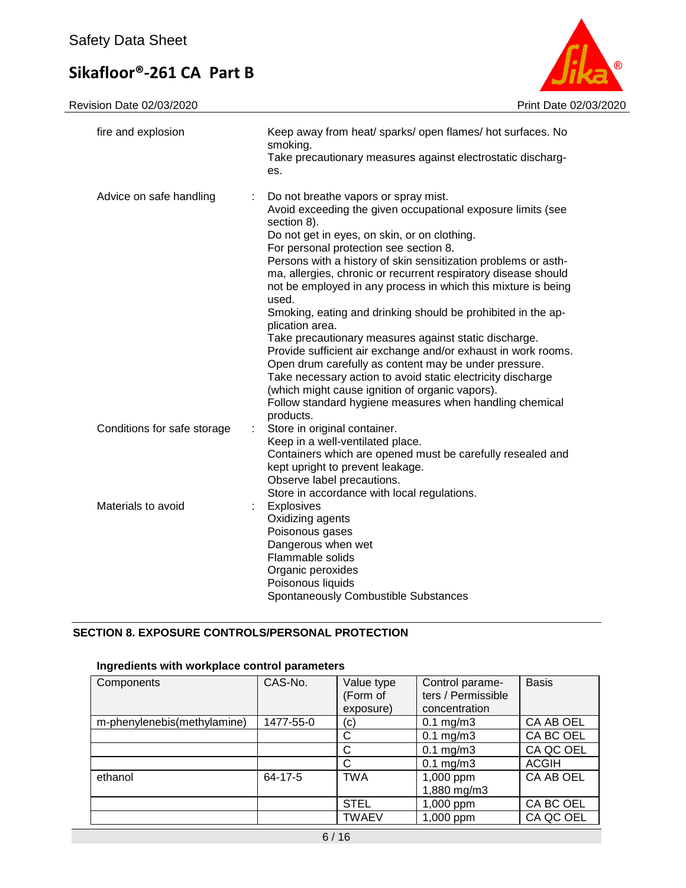| | | |
|---|---|---|
| fire and explosion | | Keep away from heat/ sparks/ open flames/ hot surfaces. No smoking.<br>Take precautionary measures against electrostatic discharges. |
| Advice on safe handling | : | Do not breathe vapors or spray mist.<br>Avoid exceeding the given occupational exposure limits (see section 8).<br>Do not get in eyes, on skin, or on clothing.<br>For personal protection see section 8.<br>Persons with a history of skin sensitization problems or asthma, allergies, chronic or recurrent respiratory disease should not be employed in any process in which this mixture is being used.<br>Smoking, eating and drinking should be prohibited in the application area.<br>Take precautionary measures against static discharge.<br>Provide sufficient air exchange and/or exhaust in work rooms.<br>Open drum carefully as content may be under pressure.<br>Take necessary action to avoid static electricity discharge (which might cause ignition of organic vapors).<br>Follow standard hygiene measures when handling chemical products. |
| Conditions for safe storage | : | Store in original container.<br>Keep in a well-ventilated place.<br>Containers which are opened must be carefully resealed and kept upright to prevent leakage.<br>Observe label precautions.<br>Store in accordance with local regulations. |
| Materials to avoid | : | Explosives<br>Oxidizing agents<br>Poisonous gases<br>Dangerous when wet<br>Flammable solids<br>Organic peroxides<br>Poisonous liquids<br>Spontaneously Combustible Substances |

## SECTION 8. EXPOSURE CONTROLS/PERSONAL PROTECTION

**Ingredients with workplace control parameters**

| Components | CAS-No. | Value type (Form of exposure) | Control parameters / Permissible concentration | Basis |
|---|---|---|---|---|
| m-phenylenebis(methylamine) | 1477-55-0 | (c) | 0.1 mg/m3 | CA AB OEL |
| | | C | 0.1 mg/m3 | CA BC OEL |
| | | C | 0.1 mg/m3 | CA QC OEL |
| | | C | 0.1 mg/m3 | ACGIH |
| ethanol | 64-17-5 | TWA | 1,000 ppm<br>1,880 mg/m3 | CA AB OEL |
| | | STEL | 1,000 ppm | CA BC OEL |
| | | TWAEV | 1,000 ppm | CA QC OEL |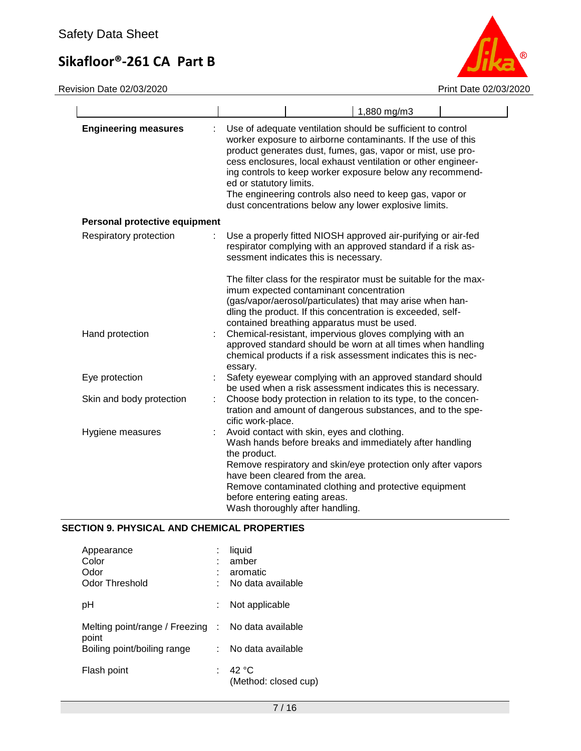| | | | 1,880 mg/m3 | |
|---|---|---|---|---|

**Engineering measures** : Use of adequate ventilation should be sufficient to control worker exposure to airborne contaminants. If the use of this product generates dust, fumes, gas, vapor or mist, use process enclosures, local exhaust ventilation or other engineering controls to keep worker exposure below any recommended or statutory limits.
The engineering controls also need to keep gas, vapor or dust concentrations below any lower explosive limits.

**Personal protective equipment**

Respiratory protection : Use a properly fitted NIOSH approved air-purifying or air-fed respirator complying with an approved standard if a risk assessment indicates this is necessary.

The filter class for the respirator must be suitable for the maximum expected contaminant concentration (gas/vapor/aerosol/particulates) that may arise when handling the product. If this concentration is exceeded, self-contained breathing apparatus must be used.

Hand protection : Chemical-resistant, impervious gloves complying with an approved standard should be worn at all times when handling chemical products if a risk assessment indicates this is necessary.

Eye protection : Safety eyewear complying with an approved standard should be used when a risk assessment indicates this is necessary.

Skin and body protection : Choose body protection in relation to its type, to the concentration and amount of dangerous substances, and to the specific work-place.

Hygiene measures : Avoid contact with skin, eyes and clothing.
Wash hands before breaks and immediately after handling the product.
Remove respiratory and skin/eye protection only after vapors have been cleared from the area.
Remove contaminated clothing and protective equipment before entering eating areas.
Wash thoroughly after handling.

## SECTION 9. PHYSICAL AND CHEMICAL PROPERTIES

Appearance : liquid
Color : amber
Odor : aromatic
Odor Threshold : No data available

pH : Not applicable

Melting point/range / Freezing point : No data available
Boiling point/boiling range : No data available

Flash point : 42 °C
(Method: closed cup)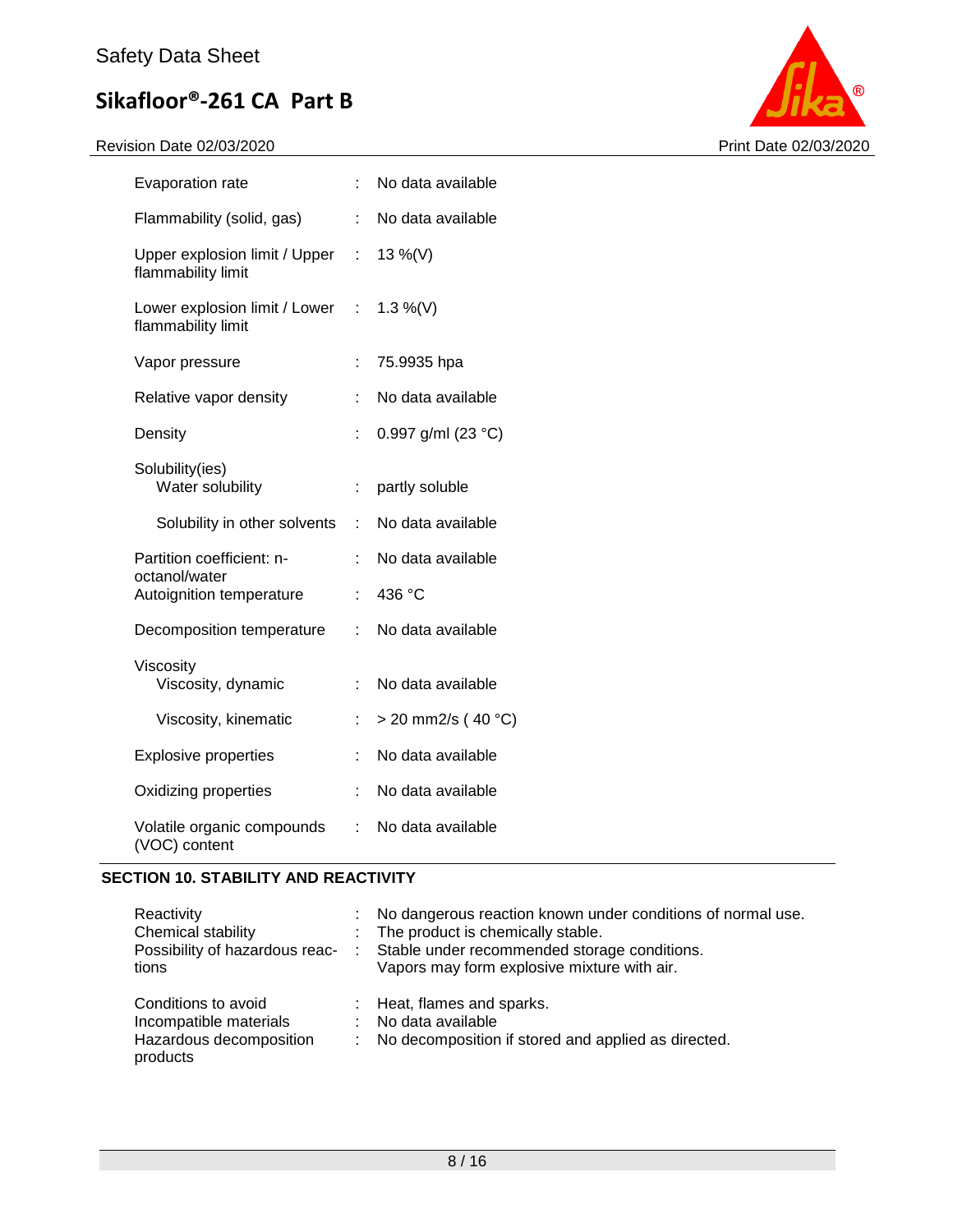| | | |
|---|---|---|
| Evaporation rate | : | No data available |
| Flammability (solid, gas) | : | No data available |
| Upper explosion limit / Upper flammability limit | : | 13 %(V) |
| Lower explosion limit / Lower flammability limit | : | 1.3 %(V) |
| Vapor pressure | : | 75.9935 hpa |
| Relative vapor density | : | No data available |
| Density | : | 0.997 g/ml (23 °C) |
| Solubility(ies) | | |
| Water solubility | : | partly soluble |
| Solubility in other solvents | : | No data available |
| Partition coefficient: n-octanol/water | : | No data available |
| Autoignition temperature | : | 436 °C |
| Decomposition temperature | : | No data available |
| Viscosity | | |
| Viscosity, dynamic | : | No data available |
| Viscosity, kinematic | : | > 20 mm2/s ( 40 °C) |
| Explosive properties | : | No data available |
| Oxidizing properties | : | No data available |
| Volatile organic compounds (VOC) content | : | No data available |

## SECTION 10. STABILITY AND REACTIVITY

| | | |
|---|---|---|
| Reactivity | : | No dangerous reaction known under conditions of normal use. |
| Chemical stability | : | The product is chemically stable. |
| Possibility of hazardous reactions | : | Stable under recommended storage conditions. Vapors may form explosive mixture with air. |
| Conditions to avoid | : | Heat, flames and sparks. |
| Incompatible materials | : | No data available |
| Hazardous decomposition products | : | No decomposition if stored and applied as directed. |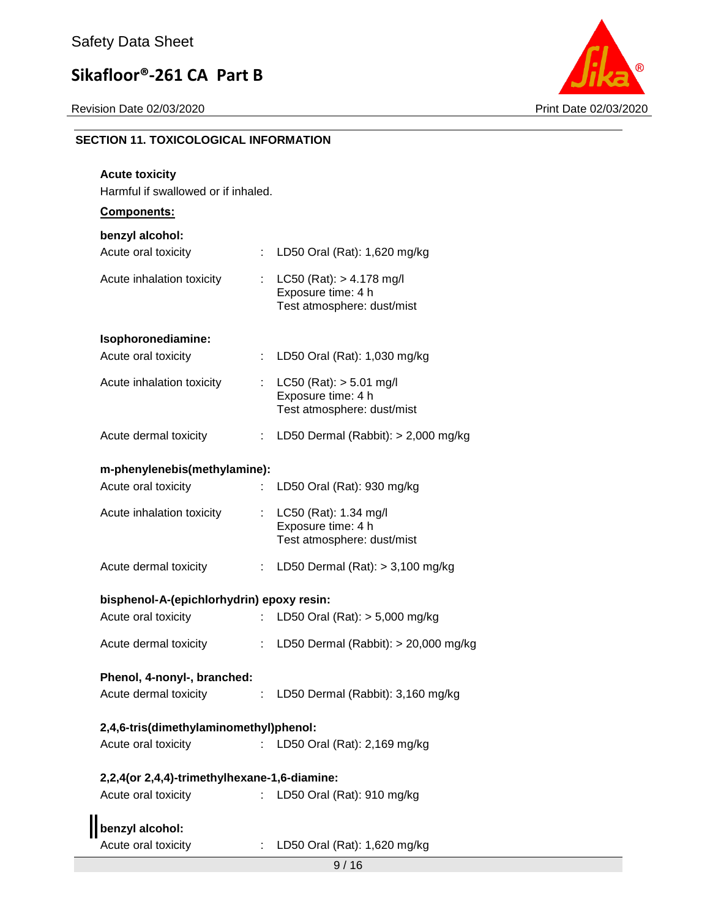## SECTION 11. TOXICOLOGICAL INFORMATION

**Acute toxicity**

Harmful if swallowed or if inhaled.

**Components:**

**benzyl alcohol:**

Acute oral toxicity : LD50 Oral (Rat): 1,620 mg/kg

Acute inhalation toxicity : LC50 (Rat): > 4.178 mg/l
Exposure time: 4 h
Test atmosphere: dust/mist

**Isophoronediamine:**

Acute oral toxicity : LD50 Oral (Rat): 1,030 mg/kg

Acute inhalation toxicity : LC50 (Rat): > 5.01 mg/l
Exposure time: 4 h
Test atmosphere: dust/mist

Acute dermal toxicity : LD50 Dermal (Rabbit): > 2,000 mg/kg

**m-phenylenebis(methylamine):**

Acute oral toxicity : LD50 Oral (Rat): 930 mg/kg

Acute inhalation toxicity : LC50 (Rat): 1.34 mg/l
Exposure time: 4 h
Test atmosphere: dust/mist

Acute dermal toxicity : LD50 Dermal (Rat): > 3,100 mg/kg

**bisphenol-A-(epichlorhydrin) epoxy resin:**

Acute oral toxicity : LD50 Oral (Rat): > 5,000 mg/kg

Acute dermal toxicity : LD50 Dermal (Rabbit): > 20,000 mg/kg

**Phenol, 4-nonyl-, branched:**

Acute dermal toxicity : LD50 Dermal (Rabbit): 3,160 mg/kg

**2,4,6-tris(dimethylaminomethyl)phenol:**

Acute oral toxicity : LD50 Oral (Rat): 2,169 mg/kg

**2,2,4(or 2,4,4)-trimethylhexane-1,6-diamine:**

Acute oral toxicity : LD50 Oral (Rat): 910 mg/kg

**benzyl alcohol:**

Acute oral toxicity : LD50 Oral (Rat): 1,620 mg/kg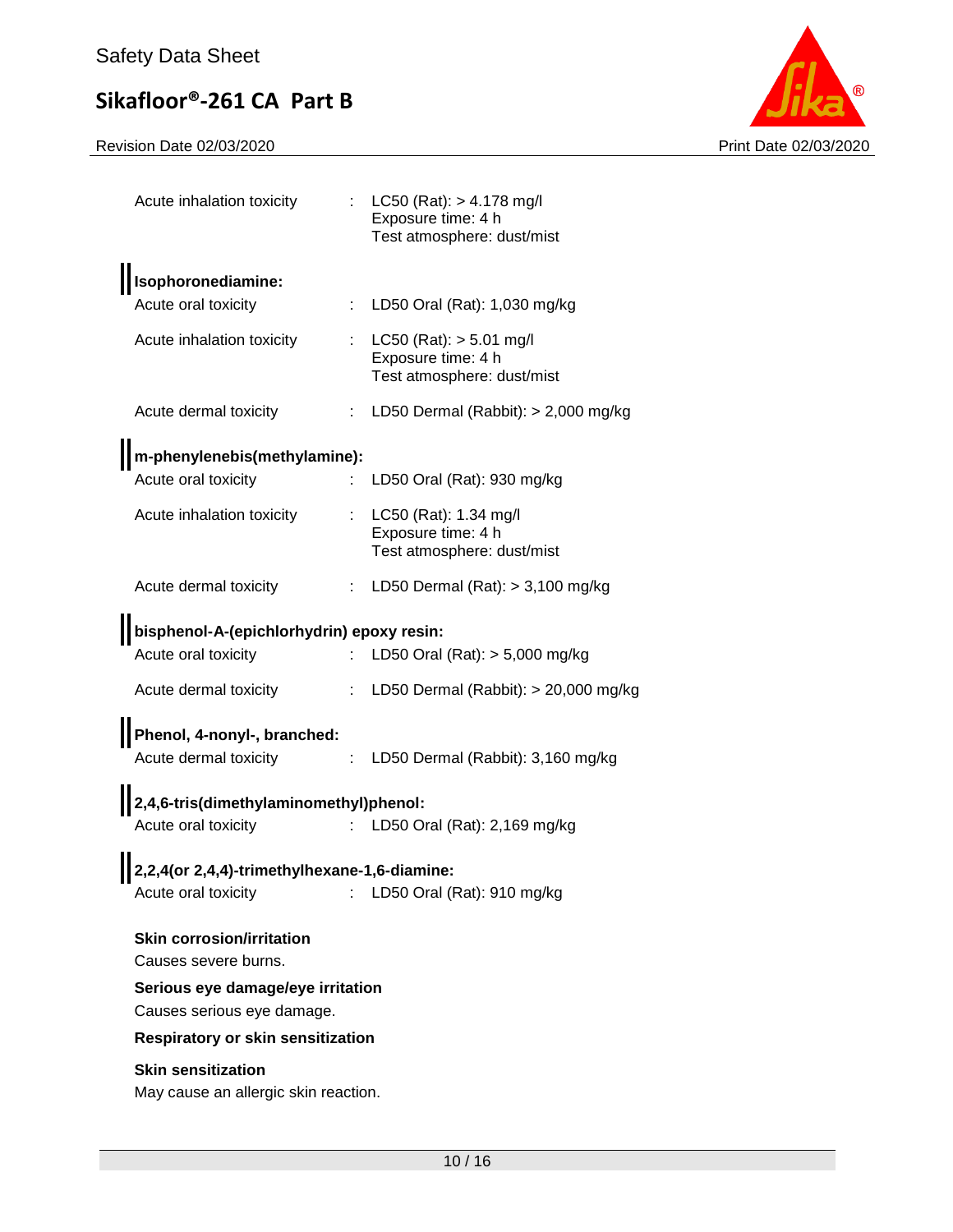Acute inhalation toxicity : LC50 (Rat): > 4.178 mg/l
Exposure time: 4 h
Test atmosphere: dust/mist

**Isophoronediamine:**

Acute oral toxicity : LD50 Oral (Rat): 1,030 mg/kg

Acute inhalation toxicity : LC50 (Rat): > 5.01 mg/l
Exposure time: 4 h
Test atmosphere: dust/mist

Acute dermal toxicity : LD50 Dermal (Rabbit): > 2,000 mg/kg

**m-phenylenebis(methylamine):**

Acute oral toxicity : LD50 Oral (Rat): 930 mg/kg

Acute inhalation toxicity : LC50 (Rat): 1.34 mg/l
Exposure time: 4 h
Test atmosphere: dust/mist

Acute dermal toxicity : LD50 Dermal (Rat): > 3,100 mg/kg

**bisphenol-A-(epichlorhydrin) epoxy resin:**

Acute oral toxicity : LD50 Oral (Rat): > 5,000 mg/kg

Acute dermal toxicity : LD50 Dermal (Rabbit): > 20,000 mg/kg

**Phenol, 4-nonyl-, branched:**

Acute dermal toxicity : LD50 Dermal (Rabbit): 3,160 mg/kg

**2,4,6-tris(dimethylaminomethyl)phenol:**

Acute oral toxicity : LD50 Oral (Rat): 2,169 mg/kg

**2,2,4(or 2,4,4)-trimethylhexane-1,6-diamine:**

Acute oral toxicity : LD50 Oral (Rat): 910 mg/kg

**Skin corrosion/irritation**

Causes severe burns.

**Serious eye damage/eye irritation**

Causes serious eye damage.

**Respiratory or skin sensitization**

**Skin sensitization**

May cause an allergic skin reaction.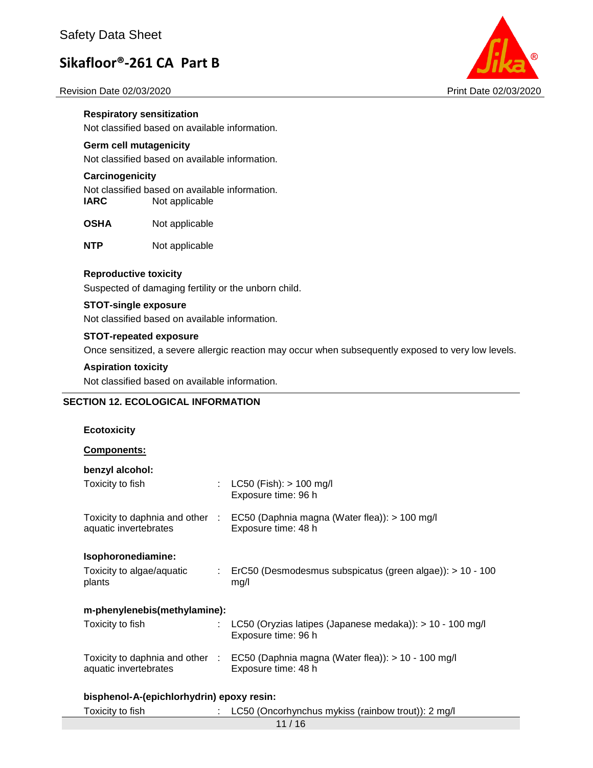**Respiratory sensitization**

Not classified based on available information.

**Germ cell mutagenicity**

Not classified based on available information.

**Carcinogenicity**

Not classified based on available information.

| | |
|---|---|
| **IARC** | Not applicable |
| **OSHA** | Not applicable |
| **NTP** | Not applicable |

**Reproductive toxicity**

Suspected of damaging fertility or the unborn child.

**STOT-single exposure**

Not classified based on available information.

**STOT-repeated exposure**

Once sensitized, a severe allergic reaction may occur when subsequently exposed to very low levels.

**Aspiration toxicity**

Not classified based on available information.

## SECTION 12. ECOLOGICAL INFORMATION

**Ecotoxicity**

**Components:**

**benzyl alcohol:**

| | | |
|---|---|---|
| Toxicity to fish | : | LC50 (Fish): > 100 mg/l<br>Exposure time: 96 h |
| Toxicity to daphnia and other aquatic invertebrates | : | EC50 (Daphnia magna (Water flea)): > 100 mg/l<br>Exposure time: 48 h |

**Isophoronediamine:**

| | | |
|---|---|---|
| Toxicity to algae/aquatic plants | : | ErC50 (Desmodesmus subspicatus (green algae)): > 10 - 100 mg/l |

**m-phenylenebis(methylamine):**

| | | |
|---|---|---|
| Toxicity to fish | : | LC50 (Oryzias latipes (Japanese medaka)): > 10 - 100 mg/l<br>Exposure time: 96 h |
| Toxicity to daphnia and other aquatic invertebrates | : | EC50 (Daphnia magna (Water flea)): > 10 - 100 mg/l<br>Exposure time: 48 h |

**bisphenol-A-(epichlorhydrin) epoxy resin:**

| | | |
|---|---|---|
| Toxicity to fish | : | LC50 (Oncorhynchus mykiss (rainbow trout)): 2 mg/l |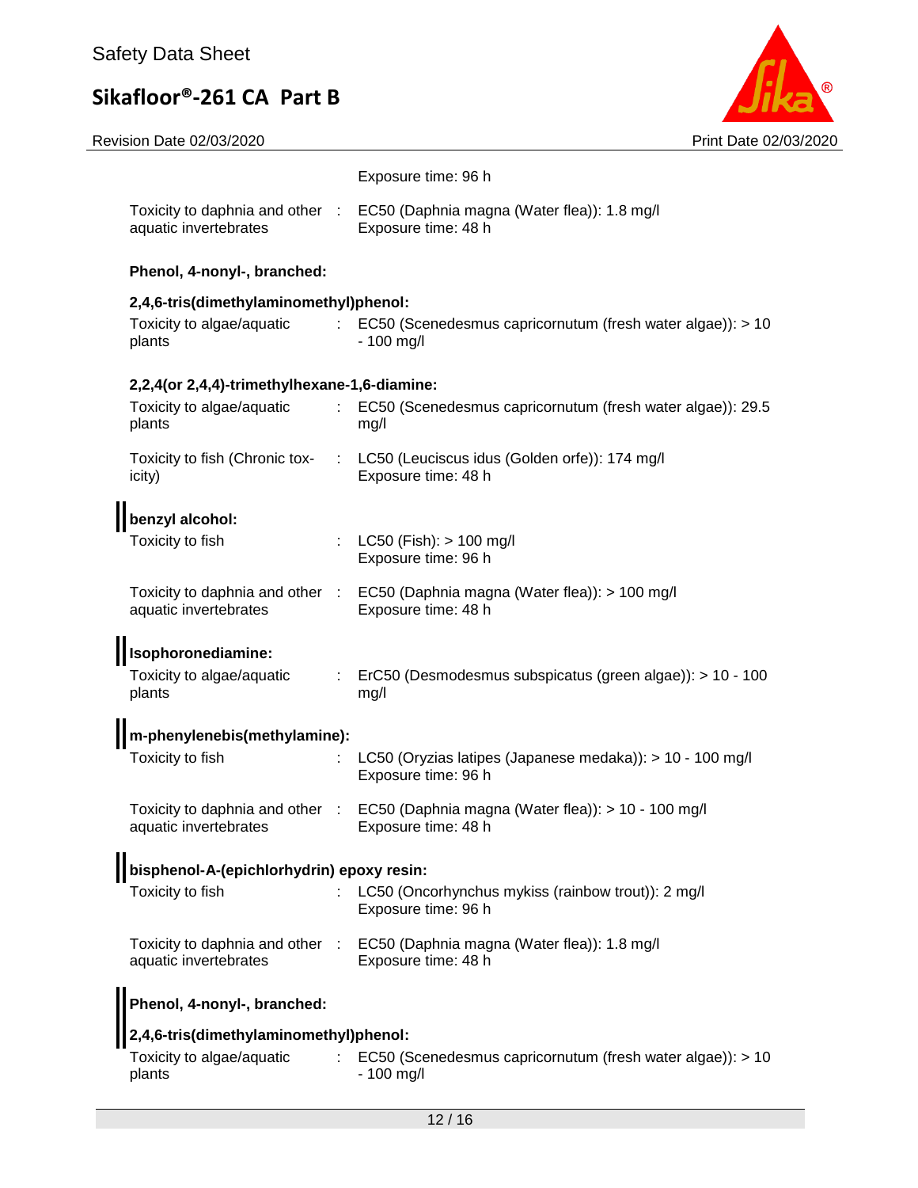| | | |
|---|---|---|
| | | Exposure time: 96 h |
| Toxicity to daphnia and other aquatic invertebrates | : | EC50 (Daphnia magna (Water flea)): 1.8 mg/l<br>Exposure time: 48 h |

**Phenol, 4-nonyl-, branched:**

**2,4,6-tris(dimethylaminomethyl)phenol:**

| | | |
|---|---|---|
| Toxicity to algae/aquatic plants | : | EC50 (Scenedesmus capricornutum (fresh water algae)): > 10 - 100 mg/l |

**2,2,4(or 2,4,4)-trimethylhexane-1,6-diamine:**

| | | |
|---|---|---|
| Toxicity to algae/aquatic plants | : | EC50 (Scenedesmus capricornutum (fresh water algae)): 29.5 mg/l |
| Toxicity to fish (Chronic toxicity) | : | LC50 (Leuciscus idus (Golden orfe)): 174 mg/l<br>Exposure time: 48 h |

**benzyl alcohol:**

| | | |
|---|---|---|
| Toxicity to fish | : | LC50 (Fish): > 100 mg/l<br>Exposure time: 96 h |
| Toxicity to daphnia and other aquatic invertebrates | : | EC50 (Daphnia magna (Water flea)): > 100 mg/l<br>Exposure time: 48 h |

**Isophoronediamine:**

| | | |
|---|---|---|
| Toxicity to algae/aquatic plants | : | ErC50 (Desmodesmus subspicatus (green algae)): > 10 - 100 mg/l |

**m-phenylenebis(methylamine):**

| | | |
|---|---|---|
| Toxicity to fish | : | LC50 (Oryzias latipes (Japanese medaka)): > 10 - 100 mg/l<br>Exposure time: 96 h |
| Toxicity to daphnia and other aquatic invertebrates | : | EC50 (Daphnia magna (Water flea)): > 10 - 100 mg/l<br>Exposure time: 48 h |

**bisphenol-A-(epichlorhydrin) epoxy resin:**

| | | |
|---|---|---|
| Toxicity to fish | : | LC50 (Oncorhynchus mykiss (rainbow trout)): 2 mg/l<br>Exposure time: 96 h |
| Toxicity to daphnia and other aquatic invertebrates | : | EC50 (Daphnia magna (Water flea)): 1.8 mg/l<br>Exposure time: 48 h |

**Phenol, 4-nonyl-, branched:**

**2,4,6-tris(dimethylaminomethyl)phenol:**

| | | |
|---|---|---|
| Toxicity to algae/aquatic plants | : | EC50 (Scenedesmus capricornutum (fresh water algae)): > 10 - 100 mg/l |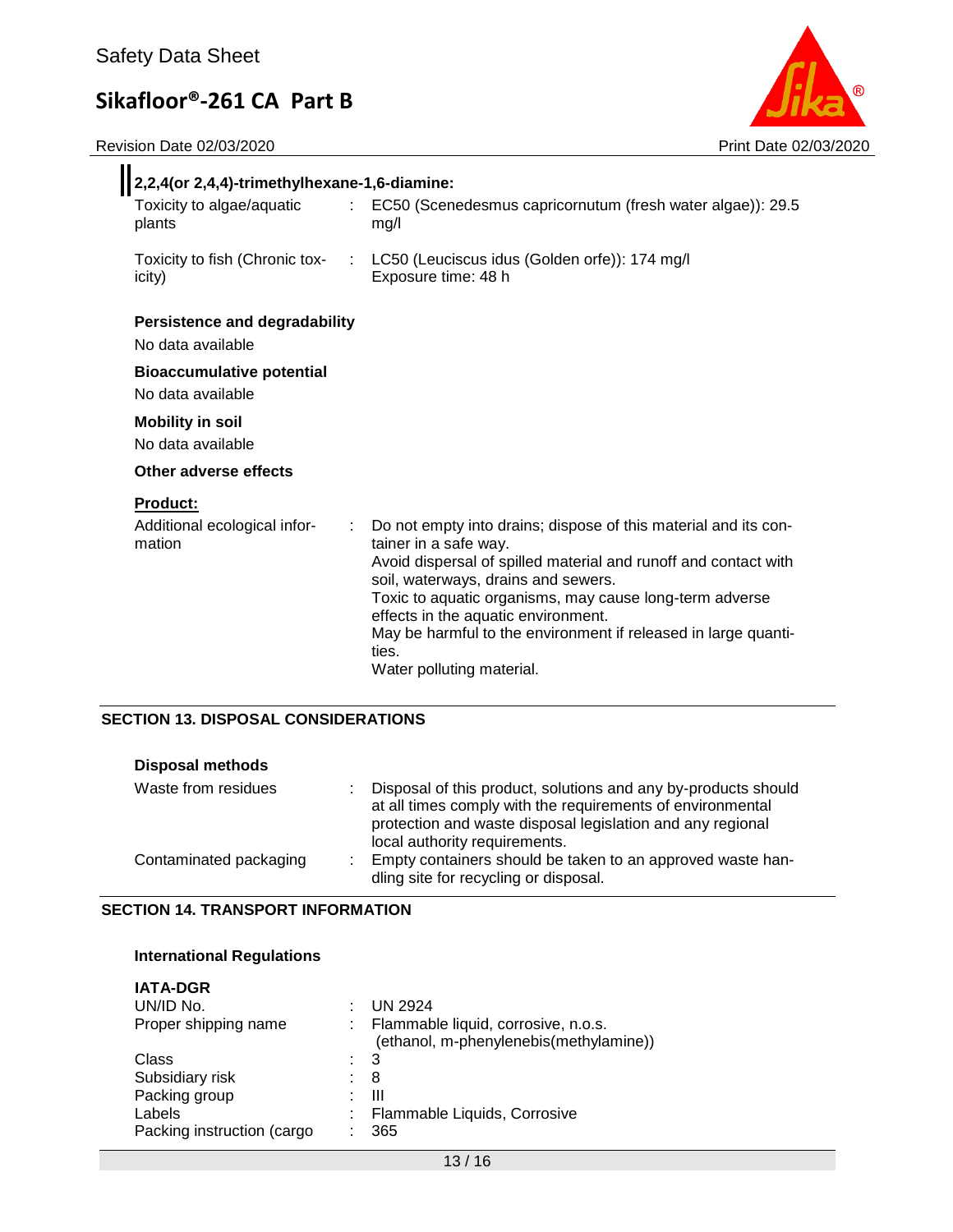**2,2,4(or 2,4,4)-trimethylhexane-1,6-diamine:**

Toxicity to algae/aquatic plants : EC50 (Scenedesmus capricornutum (fresh water algae)): 29.5 mg/l

Toxicity to fish (Chronic toxicity) : LC50 (Leuciscus idus (Golden orfe)): 174 mg/l
Exposure time: 48 h

**Persistence and degradability**

No data available

**Bioaccumulative potential**

No data available

**Mobility in soil**

No data available

**Other adverse effects**

**Product:**

Additional ecological information : Do not empty into drains; dispose of this material and its container in a safe way.
Avoid dispersal of spilled material and runoff and contact with soil, waterways, drains and sewers.
Toxic to aquatic organisms, may cause long-term adverse effects in the aquatic environment.
May be harmful to the environment if released in large quantities.
Water polluting material.

## SECTION 13. DISPOSAL CONSIDERATIONS

**Disposal methods**

Waste from residues : Disposal of this product, solutions and any by-products should at all times comply with the requirements of environmental protection and waste disposal legislation and any regional local authority requirements.

Contaminated packaging : Empty containers should be taken to an approved waste handling site for recycling or disposal.

## SECTION 14. TRANSPORT INFORMATION

**International Regulations**

**IATA-DGR**

| | |
|---|---|
| UN/ID No. | : UN 2924 |
| Proper shipping name | : Flammable liquid, corrosive, n.o.s. (ethanol, m-phenylenebis(methylamine)) |
| Class | : 3 |
| Subsidiary risk | : 8 |
| Packing group | : III |
| Labels | : Flammable Liquids, Corrosive |
| Packing instruction (cargo | : 365 |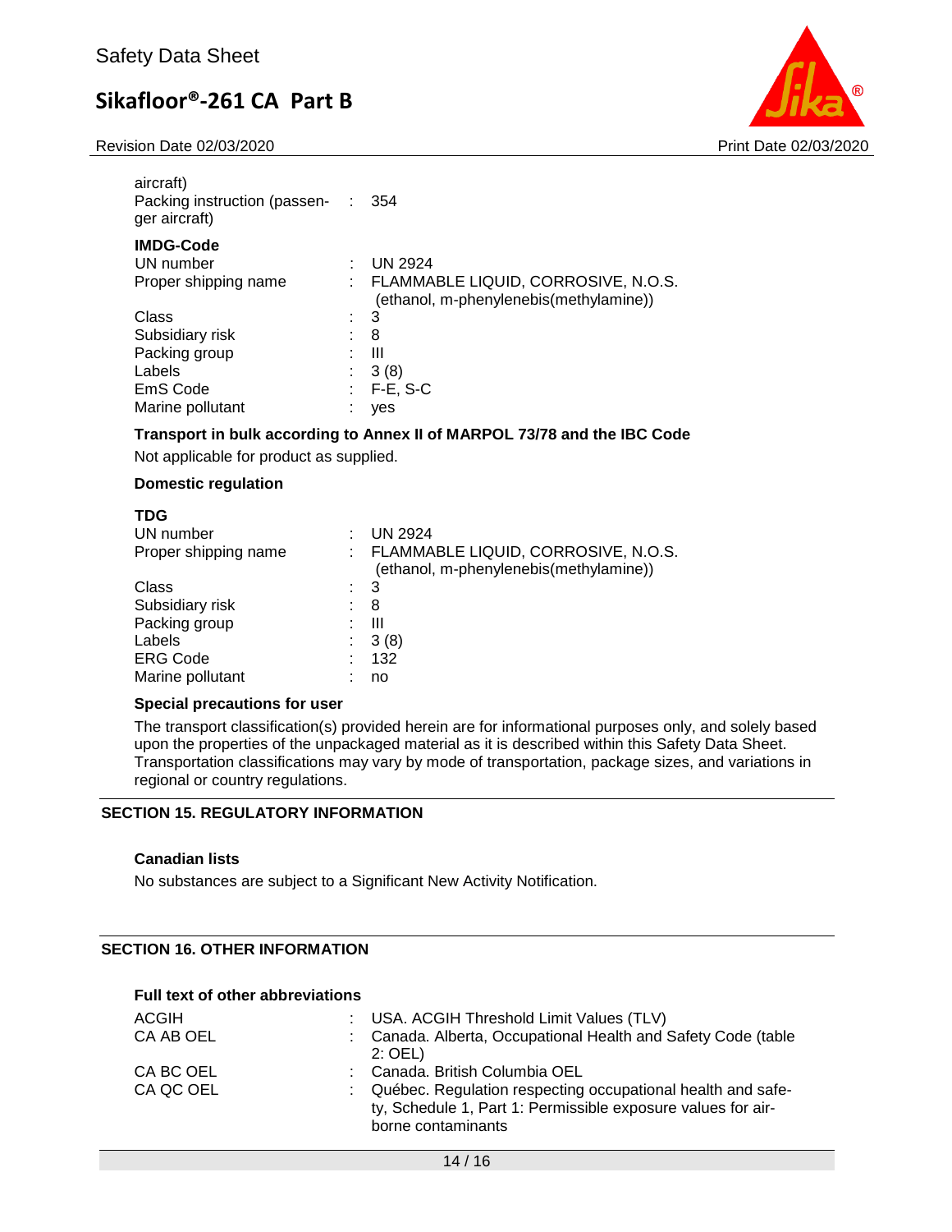aircraft)

| | | |
|---|---|---|
| Packing instruction (passenger aircraft) | : | 354 |

**IMDG-Code**

| | | |
|---|---|---|
| UN number | : | UN 2924 |
| Proper shipping name | : | FLAMMABLE LIQUID, CORROSIVE, N.O.S. (ethanol, m-phenylenebis(methylamine)) |
| Class | : | 3 |
| Subsidiary risk | : | 8 |
| Packing group | : | III |
| Labels | : | 3 (8) |
| EmS Code | : | F-E, S-C |
| Marine pollutant | : | yes |

**Transport in bulk according to Annex II of MARPOL 73/78 and the IBC Code**

Not applicable for product as supplied.

**Domestic regulation**

**TDG**

| | | |
|---|---|---|
| UN number | : | UN 2924 |
| Proper shipping name | : | FLAMMABLE LIQUID, CORROSIVE, N.O.S. (ethanol, m-phenylenebis(methylamine)) |
| Class | : | 3 |
| Subsidiary risk | : | 8 |
| Packing group | : | III |
| Labels | : | 3 (8) |
| ERG Code | : | 132 |
| Marine pollutant | : | no |

**Special precautions for user**

The transport classification(s) provided herein are for informational purposes only, and solely based upon the properties of the unpackaged material as it is described within this Safety Data Sheet. Transportation classifications may vary by mode of transportation, package sizes, and variations in regional or country regulations.

## SECTION 15. REGULATORY INFORMATION

**Canadian lists**

No substances are subject to a Significant New Activity Notification.

## SECTION 16. OTHER INFORMATION

**Full text of other abbreviations**

| | | |
|---|---|---|
| ACGIH | : | USA. ACGIH Threshold Limit Values (TLV) |
| CA AB OEL | : | Canada. Alberta, Occupational Health and Safety Code (table 2: OEL) |
| CA BC OEL | : | Canada. British Columbia OEL |
| CA QC OEL | : | Québec. Regulation respecting occupational health and safety, Schedule 1, Part 1: Permissible exposure values for airborne contaminants |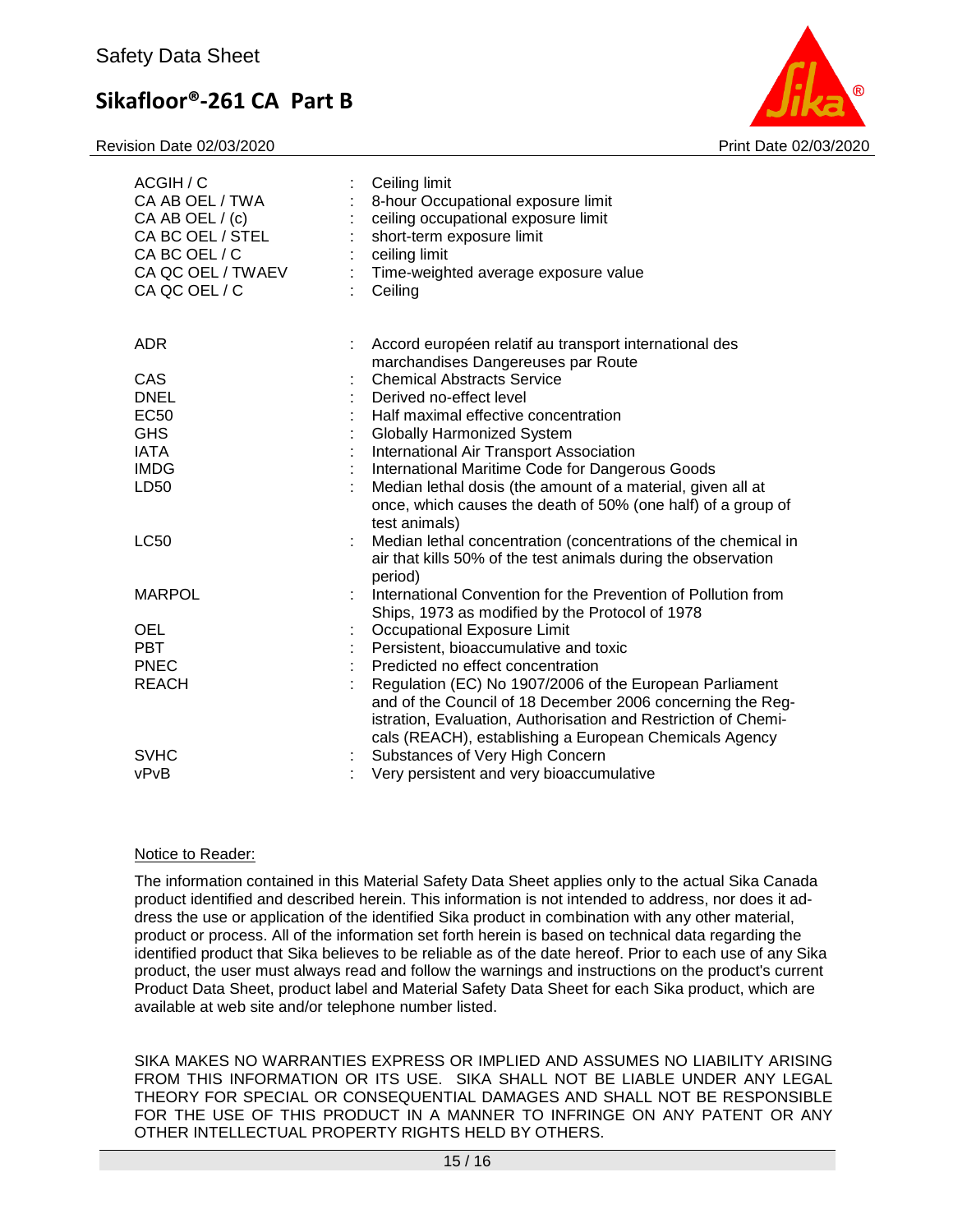| | | |
|---|---|---|
| ACGIH / C | : | Ceiling limit |
| CA AB OEL / TWA | : | 8-hour Occupational exposure limit |
| CA AB OEL / (c) | : | ceiling occupational exposure limit |
| CA BC OEL / STEL | : | short-term exposure limit |
| CA BC OEL / C | : | ceiling limit |
| CA QC OEL / TWAEV | : | Time-weighted average exposure value |
| CA QC OEL / C | : | Ceiling |

| | | |
|---|---|---|
| ADR | : | Accord européen relatif au transport international des marchandises Dangereuses par Route |
| CAS | : | Chemical Abstracts Service |
| DNEL | : | Derived no-effect level |
| EC50 | : | Half maximal effective concentration |
| GHS | : | Globally Harmonized System |
| IATA | : | International Air Transport Association |
| IMDG | : | International Maritime Code for Dangerous Goods |
| LD50 | : | Median lethal dosis (the amount of a material, given all at once, which causes the death of 50% (one half) of a group of test animals) |
| LC50 | : | Median lethal concentration (concentrations of the chemical in air that kills 50% of the test animals during the observation period) |
| MARPOL | : | International Convention for the Prevention of Pollution from Ships, 1973 as modified by the Protocol of 1978 |
| OEL | : | Occupational Exposure Limit |
| PBT | : | Persistent, bioaccumulative and toxic |
| PNEC | : | Predicted no effect concentration |
| REACH | : | Regulation (EC) No 1907/2006 of the European Parliament and of the Council of 18 December 2006 concerning the Registration, Evaluation, Authorisation and Restriction of Chemicals (REACH), establishing a European Chemicals Agency |
| SVHC | : | Substances of Very High Concern |
| vPvB | : | Very persistent and very bioaccumulative |

Notice to Reader:

The information contained in this Material Safety Data Sheet applies only to the actual Sika Canada product identified and described herein. This information is not intended to address, nor does it address the use or application of the identified Sika product in combination with any other material, product or process. All of the information set forth herein is based on technical data regarding the identified product that Sika believes to be reliable as of the date hereof. Prior to each use of any Sika product, the user must always read and follow the warnings and instructions on the product's current Product Data Sheet, product label and Material Safety Data Sheet for each Sika product, which are available at web site and/or telephone number listed.

SIKA MAKES NO WARRANTIES EXPRESS OR IMPLIED AND ASSUMES NO LIABILITY ARISING FROM THIS INFORMATION OR ITS USE. SIKA SHALL NOT BE LIABLE UNDER ANY LEGAL THEORY FOR SPECIAL OR CONSEQUENTIAL DAMAGES AND SHALL NOT BE RESPONSIBLE FOR THE USE OF THIS PRODUCT IN A MANNER TO INFRINGE ON ANY PATENT OR ANY OTHER INTELLECTUAL PROPERTY RIGHTS HELD BY OTHERS.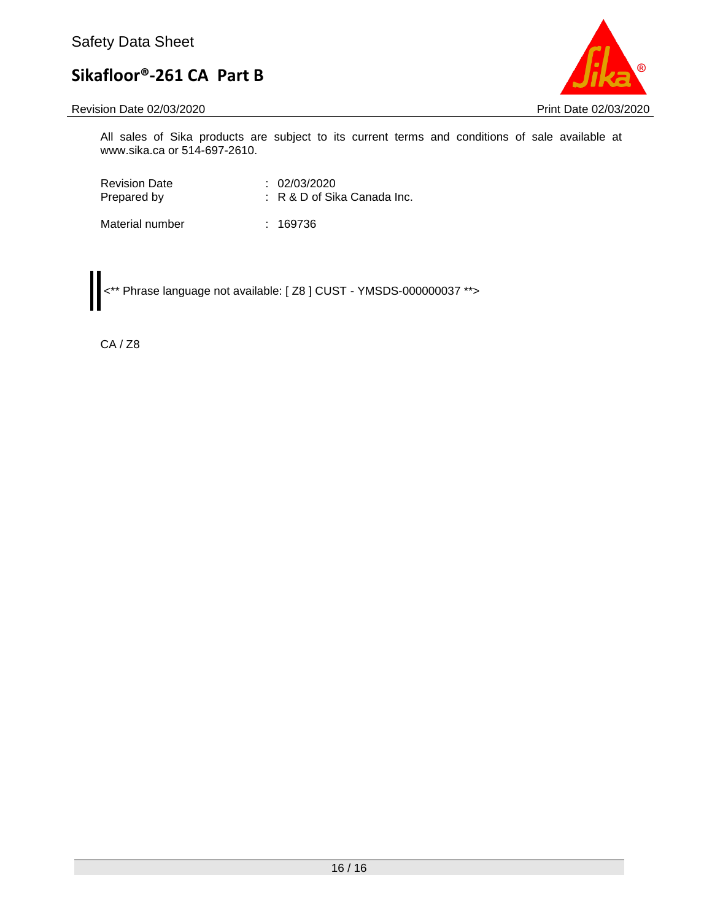All sales of Sika products are subject to its current terms and conditions of sale available at www.sika.ca or 514-697-2610.

| | |
|---|---|
| Revision Date | : 02/03/2020 |
| Prepared by | : R & D of Sika Canada Inc. |
| Material number | : 169736 |

<** Phrase language not available: [ Z8 ] CUST - YMSDS-000000037 **>

CA / Z8